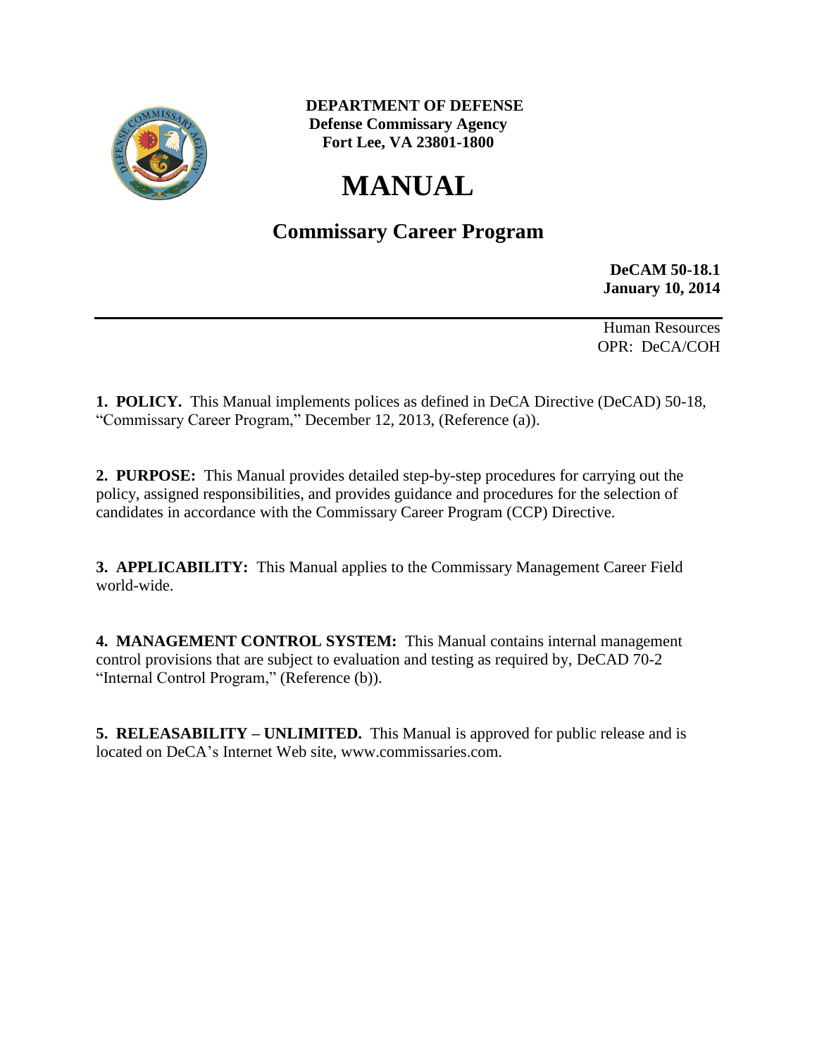**DEPARTMENT OF DEFENSE**
**Defense Commissary Agency**
**Fort Lee, VA 23801-1800**

# MANUAL

## Commissary Career Program

**DeCAM 50-18.1**
**January 10, 2014**

---

Human Resources
OPR: DeCA/COH

**1. POLICY.** This Manual implements polices as defined in DeCA Directive (DeCAD) 50-18, "Commissary Career Program," December 12, 2013, (Reference (a)).

**2. PURPOSE:** This Manual provides detailed step-by-step procedures for carrying out the policy, assigned responsibilities, and provides guidance and procedures for the selection of candidates in accordance with the Commissary Career Program (CCP) Directive.

**3. APPLICABILITY:** This Manual applies to the Commissary Management Career Field world-wide.

**4. MANAGEMENT CONTROL SYSTEM:** This Manual contains internal management control provisions that are subject to evaluation and testing as required by, DeCAD 70-2 "Internal Control Program," (Reference (b)).

**5. RELEASABILITY – UNLIMITED.** This Manual is approved for public release and is located on DeCA's Internet Web site, www.commissaries.com.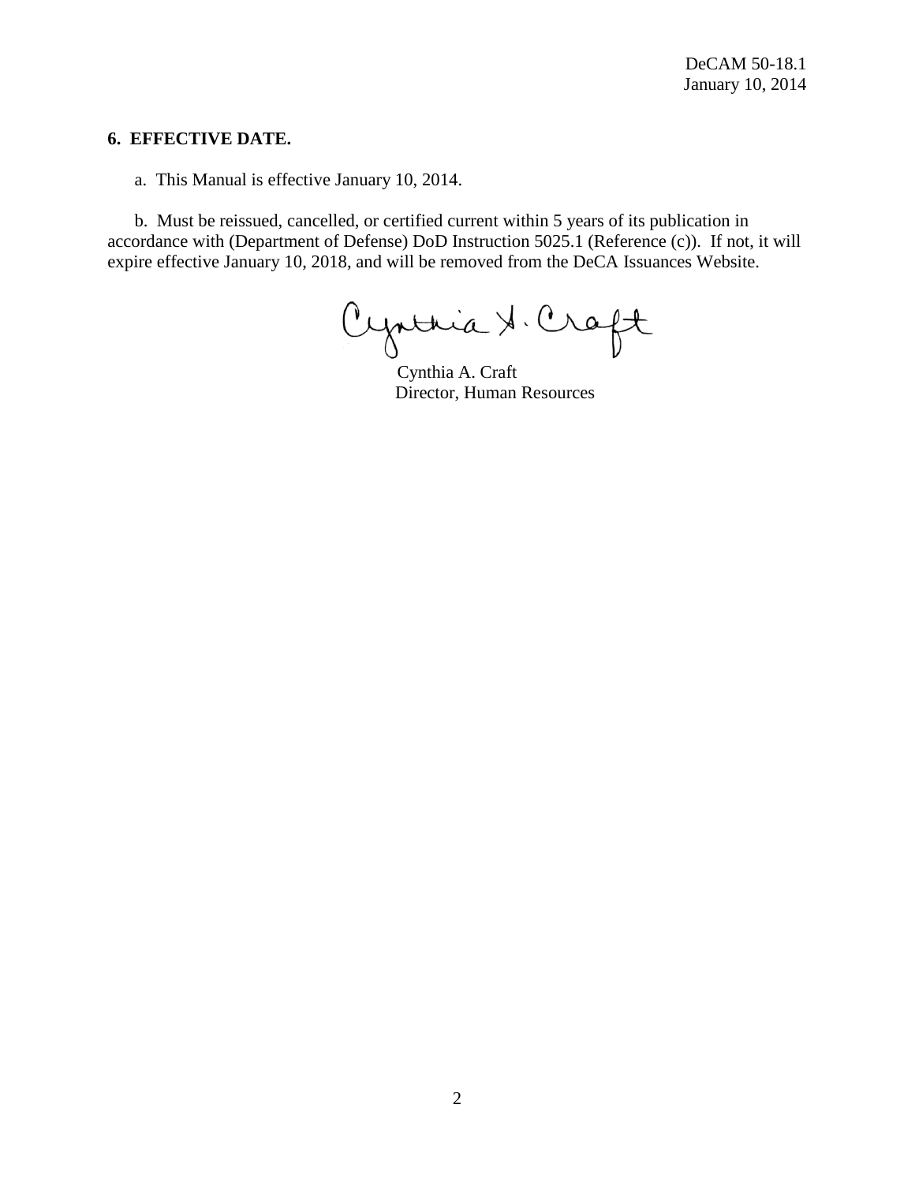**6. EFFECTIVE DATE.**

a. This Manual is effective January 10, 2014.

b. Must be reissued, cancelled, or certified current within 5 years of its publication in accordance with (Department of Defense) DoD Instruction 5025.1 (Reference (c)). If not, it will expire effective January 10, 2018, and will be removed from the DeCA Issuances Website.

Cynthia A. Craft
Director, Human Resources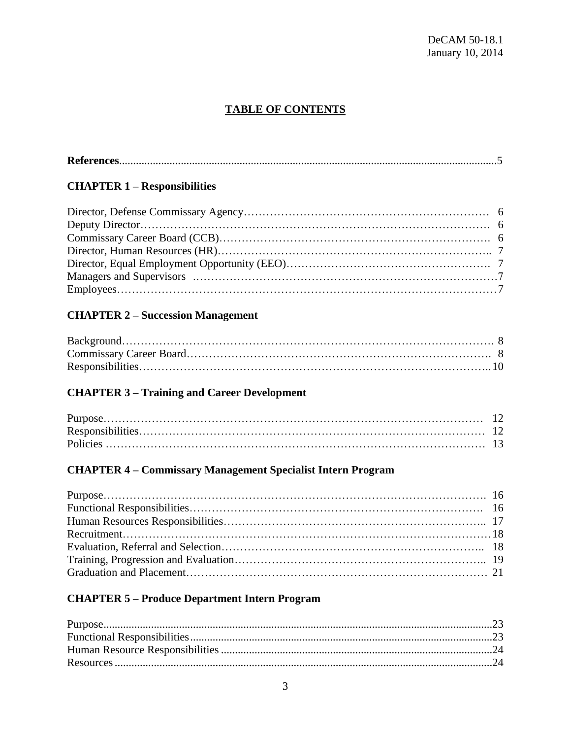# TABLE OF CONTENTS

**References**..........5

## CHAPTER 1 – Responsibilities

Director, Defense Commissary Agency.......... 6
Deputy Director.......... 6
Commissary Career Board (CCB).......... 6
Director, Human Resources (HR).......... 7
Director, Equal Employment Opportunity (EEO).......... 7
Managers and Supervisors .......... 7
Employees.......... 7

## CHAPTER 2 – Succession Management

Background.......... 8
Commissary Career Board.......... 8
Responsibilities.......... 10

## CHAPTER 3 – Training and Career Development

Purpose.......... 12
Responsibilities.......... 12
Policies .......... 13

## CHAPTER 4 – Commissary Management Specialist Intern Program

Purpose.......... 16
Functional Responsibilities.......... 16
Human Resources Responsibilities.......... 17
Recruitment.......... 18
Evaluation, Referral and Selection.......... 18
Training, Progression and Evaluation.......... 19
Graduation and Placement.......... 21

## CHAPTER 5 – Produce Department Intern Program

Purpose.......... 23
Functional Responsibilities.......... 23
Human Resource Responsibilities .......... 24
Resources .......... 24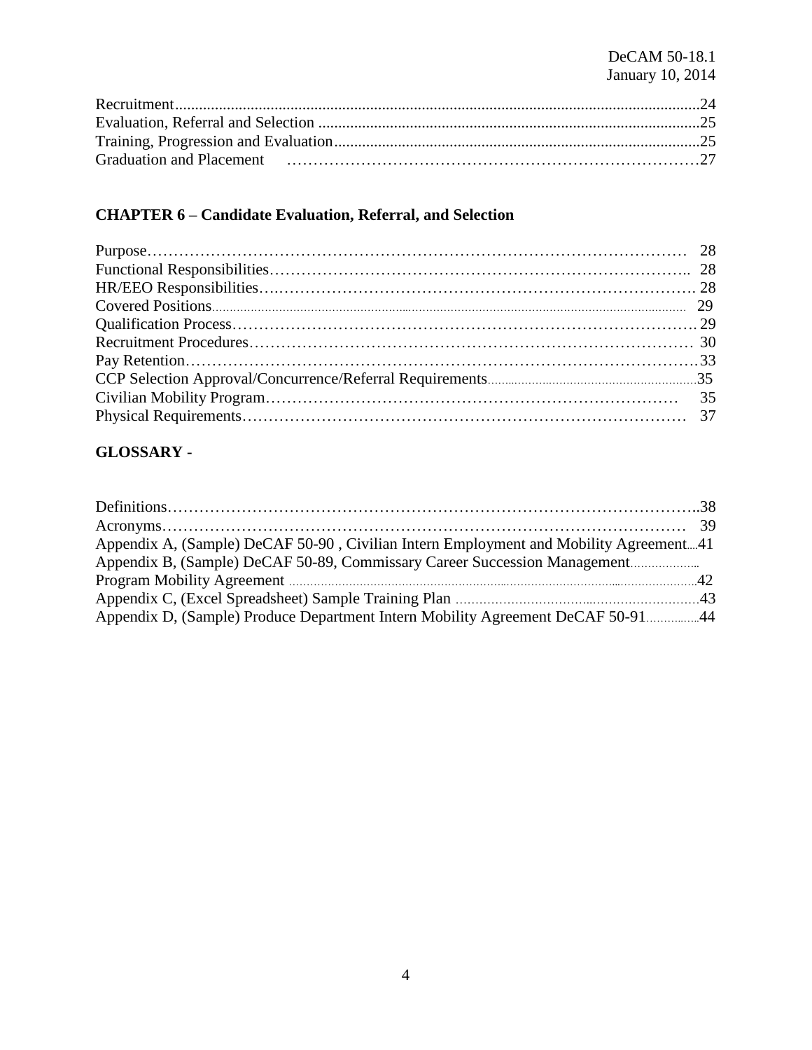Recruitment....................................................................................................................24
Evaluation, Referral and Selection ................................................................................................25
Training, Progression and Evaluation............................................................................................25
Graduation and Placement ……………………………………………………………………27

**CHAPTER 6 – Candidate Evaluation, Referral, and Selection**

Purpose………………………………………………………………………………………… 28
Functional Responsibilities………………………………………………………………….. 28
HR/EEO Responsibilities….………………………………………………………………… 28
Covered Positions............................................................................................................................ 29
Qualification Process………………………………………………………………………… 29
Recruitment Procedures……………………………………………………………………… 30
Pay Retention…………………………………………………………………………………33
CCP Selection Approval/Concurrence/Referral Requirements.............................................................35
Civilian Mobility Program………………………………………………………………… 35
Physical Requirements……………………………………………………………………… 37

**GLOSSARY -**

Definitions……………………………………………………………………………………..38
Acronyms…………………………………………………………………………………… 39
Appendix A, (Sample) DeCAF 50-90 , Civilian Intern Employment and Mobility Agreement....41
Appendix B, (Sample) DeCAF 50-89, Commissary Career Succession Management...................
Program Mobility Agreement ........................................................................................................42
Appendix C, (Excel Spreadsheet) Sample Training Plan ..............................................................43
Appendix D, (Sample) Produce Department Intern Mobility Agreement DeCAF 50-91...............44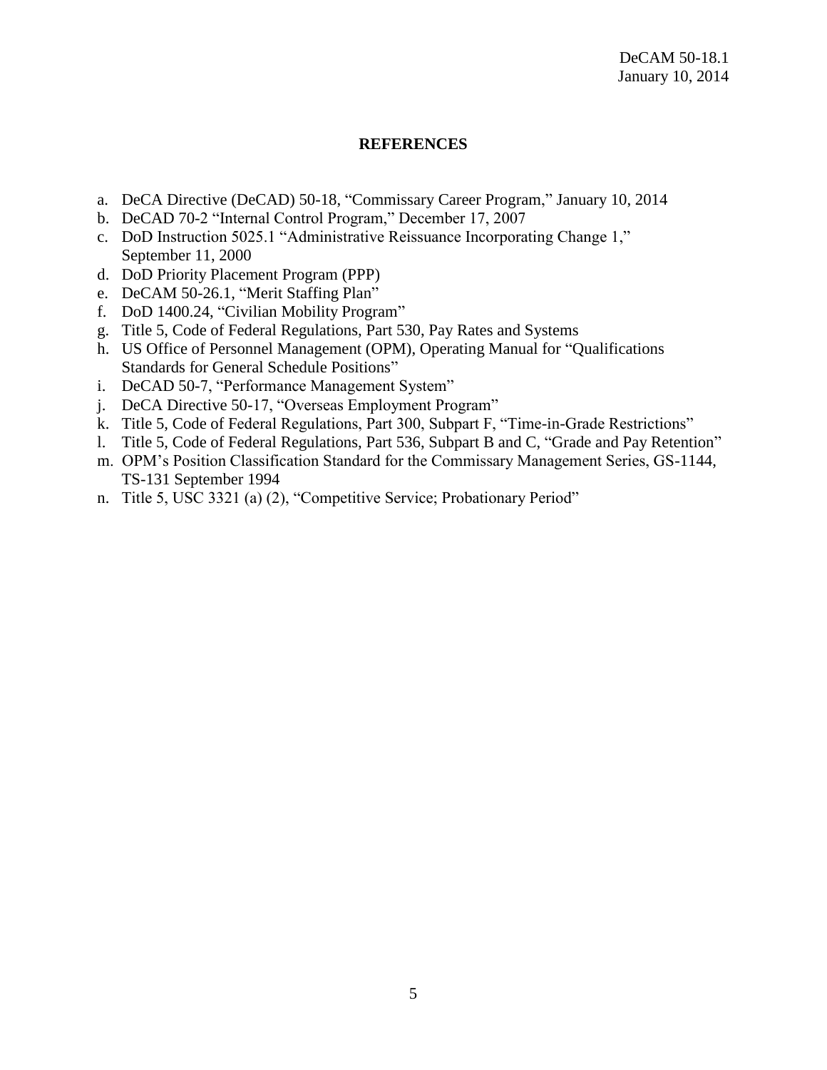## REFERENCES

a. DeCA Directive (DeCAD) 50-18, "Commissary Career Program," January 10, 2014
b. DeCAD 70-2 "Internal Control Program," December 17, 2007
c. DoD Instruction 5025.1 "Administrative Reissuance Incorporating Change 1," September 11, 2000
d. DoD Priority Placement Program (PPP)
e. DeCAM 50-26.1, "Merit Staffing Plan"
f. DoD 1400.24, "Civilian Mobility Program"
g. Title 5, Code of Federal Regulations, Part 530, Pay Rates and Systems
h. US Office of Personnel Management (OPM), Operating Manual for "Qualifications Standards for General Schedule Positions"
i. DeCAD 50-7, "Performance Management System"
j. DeCA Directive 50-17, "Overseas Employment Program"
k. Title 5, Code of Federal Regulations, Part 300, Subpart F, "Time-in-Grade Restrictions"
l. Title 5, Code of Federal Regulations, Part 536, Subpart B and C, "Grade and Pay Retention"
m. OPM's Position Classification Standard for the Commissary Management Series, GS-1144, TS-131 September 1994
n. Title 5, USC 3321 (a) (2), "Competitive Service; Probationary Period"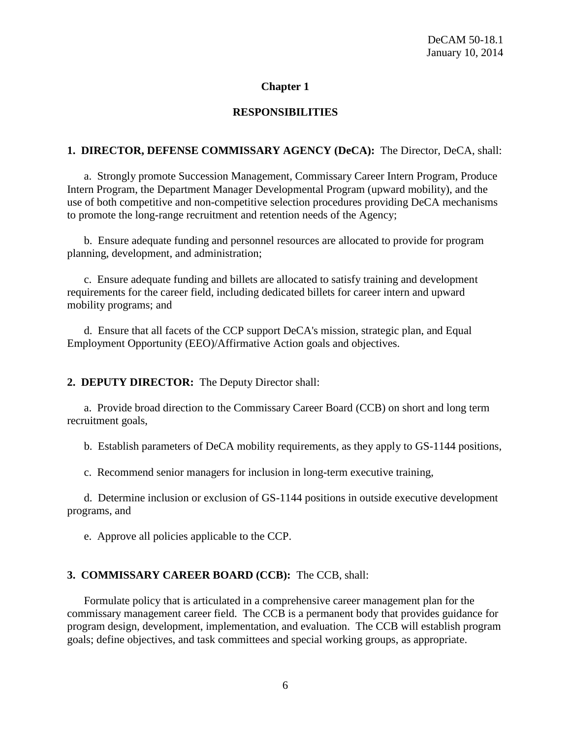# Chapter 1

## RESPONSIBILITIES

**1. DIRECTOR, DEFENSE COMMISSARY AGENCY (DeCA):** The Director, DeCA, shall:

a. Strongly promote Succession Management, Commissary Career Intern Program, Produce Intern Program, the Department Manager Developmental Program (upward mobility), and the use of both competitive and non-competitive selection procedures providing DeCA mechanisms to promote the long-range recruitment and retention needs of the Agency;

b. Ensure adequate funding and personnel resources are allocated to provide for program planning, development, and administration;

c. Ensure adequate funding and billets are allocated to satisfy training and development requirements for the career field, including dedicated billets for career intern and upward mobility programs; and

d. Ensure that all facets of the CCP support DeCA's mission, strategic plan, and Equal Employment Opportunity (EEO)/Affirmative Action goals and objectives.

**2. DEPUTY DIRECTOR:** The Deputy Director shall:

a. Provide broad direction to the Commissary Career Board (CCB) on short and long term recruitment goals,

b. Establish parameters of DeCA mobility requirements, as they apply to GS-1144 positions,

c. Recommend senior managers for inclusion in long-term executive training,

d. Determine inclusion or exclusion of GS-1144 positions in outside executive development programs, and

e. Approve all policies applicable to the CCP.

**3. COMMISSARY CAREER BOARD (CCB):** The CCB, shall:

Formulate policy that is articulated in a comprehensive career management plan for the commissary management career field. The CCB is a permanent body that provides guidance for program design, development, implementation, and evaluation. The CCB will establish program goals; define objectives, and task committees and special working groups, as appropriate.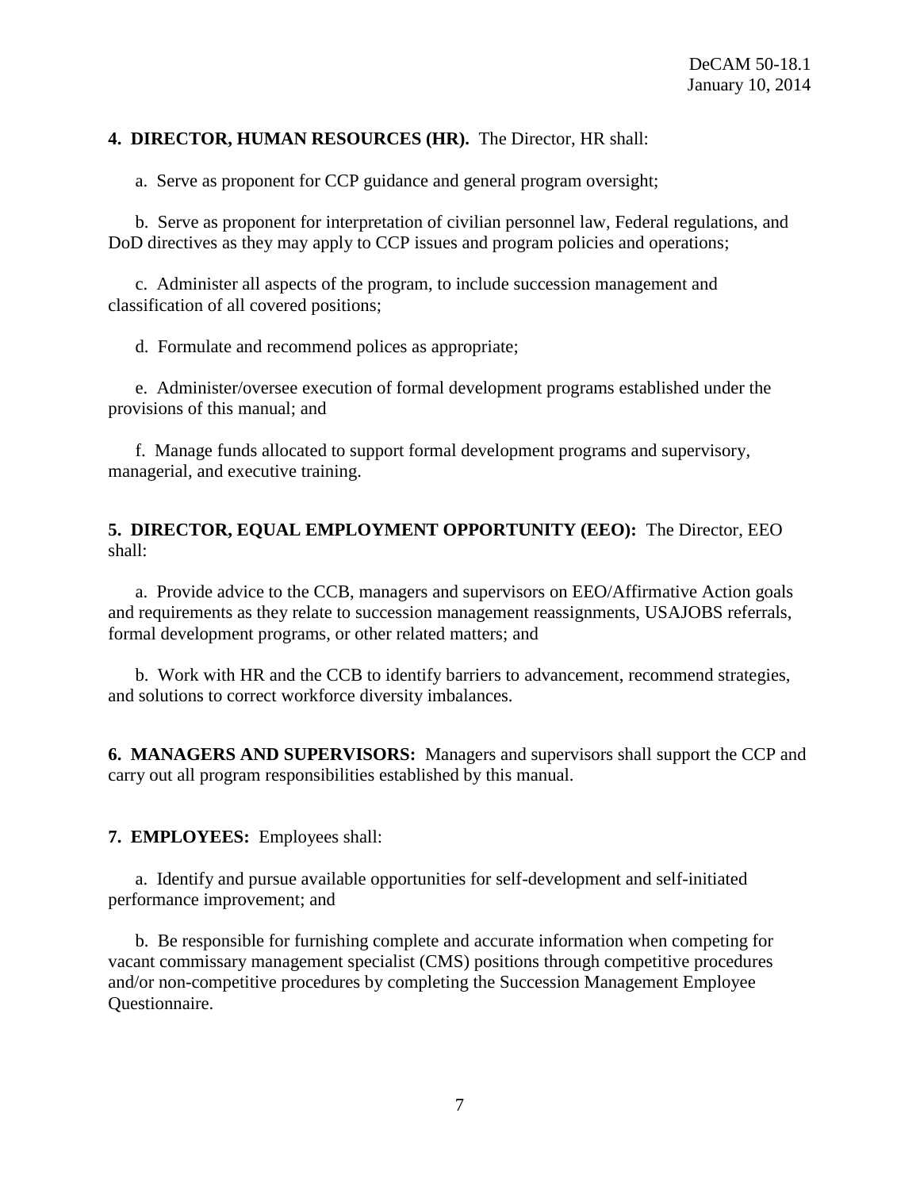**4. DIRECTOR, HUMAN RESOURCES (HR).** The Director, HR shall:

a. Serve as proponent for CCP guidance and general program oversight;

b. Serve as proponent for interpretation of civilian personnel law, Federal regulations, and DoD directives as they may apply to CCP issues and program policies and operations;

c. Administer all aspects of the program, to include succession management and classification of all covered positions;

d. Formulate and recommend polices as appropriate;

e. Administer/oversee execution of formal development programs established under the provisions of this manual; and

f. Manage funds allocated to support formal development programs and supervisory, managerial, and executive training.

**5. DIRECTOR, EQUAL EMPLOYMENT OPPORTUNITY (EEO):** The Director, EEO shall:

a. Provide advice to the CCB, managers and supervisors on EEO/Affirmative Action goals and requirements as they relate to succession management reassignments, USAJOBS referrals, formal development programs, or other related matters; and

b. Work with HR and the CCB to identify barriers to advancement, recommend strategies, and solutions to correct workforce diversity imbalances.

**6. MANAGERS AND SUPERVISORS:** Managers and supervisors shall support the CCP and carry out all program responsibilities established by this manual.

**7. EMPLOYEES:** Employees shall:

a. Identify and pursue available opportunities for self-development and self-initiated performance improvement; and

b. Be responsible for furnishing complete and accurate information when competing for vacant commissary management specialist (CMS) positions through competitive procedures and/or non-competitive procedures by completing the Succession Management Employee Questionnaire.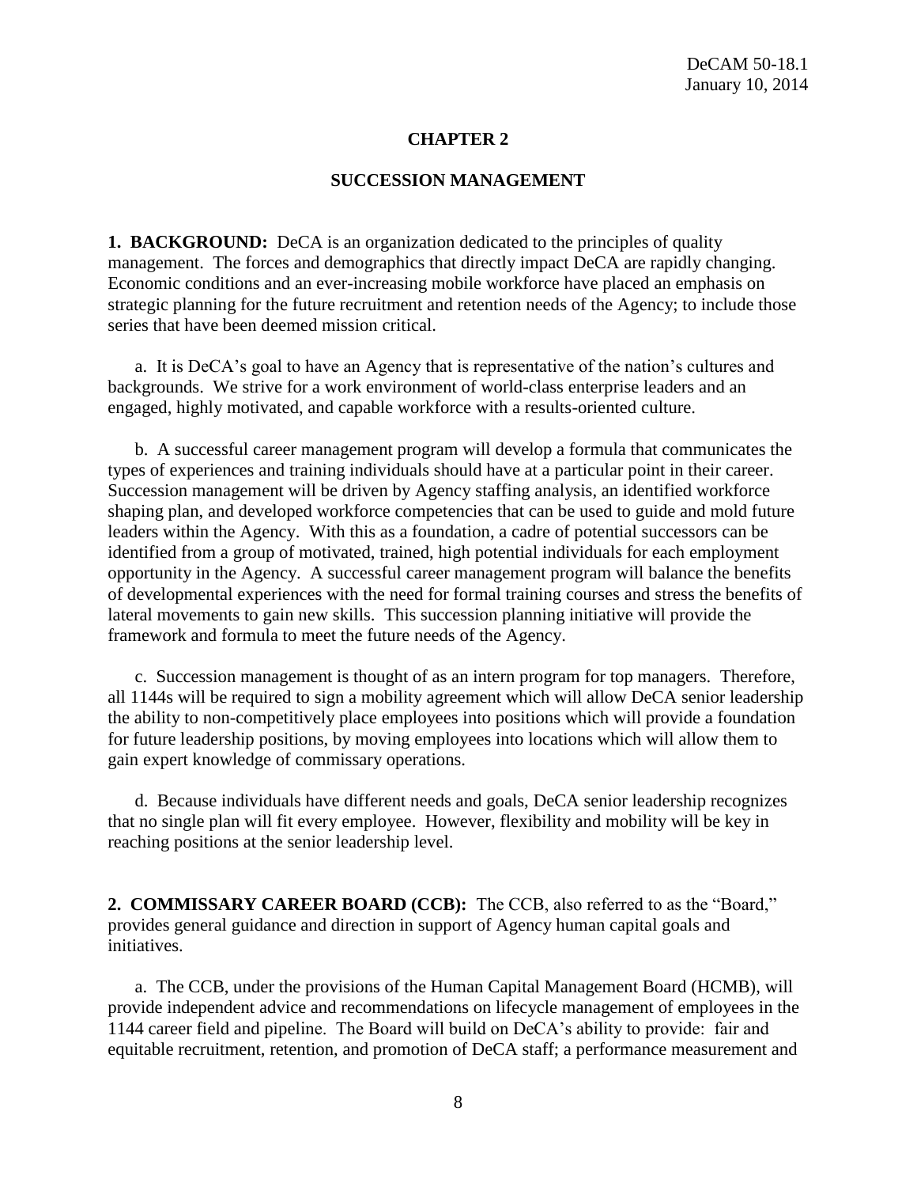# CHAPTER 2

## SUCCESSION MANAGEMENT

**1. BACKGROUND:** DeCA is an organization dedicated to the principles of quality management. The forces and demographics that directly impact DeCA are rapidly changing. Economic conditions and an ever-increasing mobile workforce have placed an emphasis on strategic planning for the future recruitment and retention needs of the Agency; to include those series that have been deemed mission critical.

a. It is DeCA's goal to have an Agency that is representative of the nation's cultures and backgrounds. We strive for a work environment of world-class enterprise leaders and an engaged, highly motivated, and capable workforce with a results-oriented culture.

b. A successful career management program will develop a formula that communicates the types of experiences and training individuals should have at a particular point in their career. Succession management will be driven by Agency staffing analysis, an identified workforce shaping plan, and developed workforce competencies that can be used to guide and mold future leaders within the Agency. With this as a foundation, a cadre of potential successors can be identified from a group of motivated, trained, high potential individuals for each employment opportunity in the Agency. A successful career management program will balance the benefits of developmental experiences with the need for formal training courses and stress the benefits of lateral movements to gain new skills. This succession planning initiative will provide the framework and formula to meet the future needs of the Agency.

c. Succession management is thought of as an intern program for top managers. Therefore, all 1144s will be required to sign a mobility agreement which will allow DeCA senior leadership the ability to non-competitively place employees into positions which will provide a foundation for future leadership positions, by moving employees into locations which will allow them to gain expert knowledge of commissary operations.

d. Because individuals have different needs and goals, DeCA senior leadership recognizes that no single plan will fit every employee. However, flexibility and mobility will be key in reaching positions at the senior leadership level.

**2. COMMISSARY CAREER BOARD (CCB):** The CCB, also referred to as the "Board," provides general guidance and direction in support of Agency human capital goals and initiatives.

a. The CCB, under the provisions of the Human Capital Management Board (HCMB), will provide independent advice and recommendations on lifecycle management of employees in the 1144 career field and pipeline. The Board will build on DeCA's ability to provide: fair and equitable recruitment, retention, and promotion of DeCA staff; a performance measurement and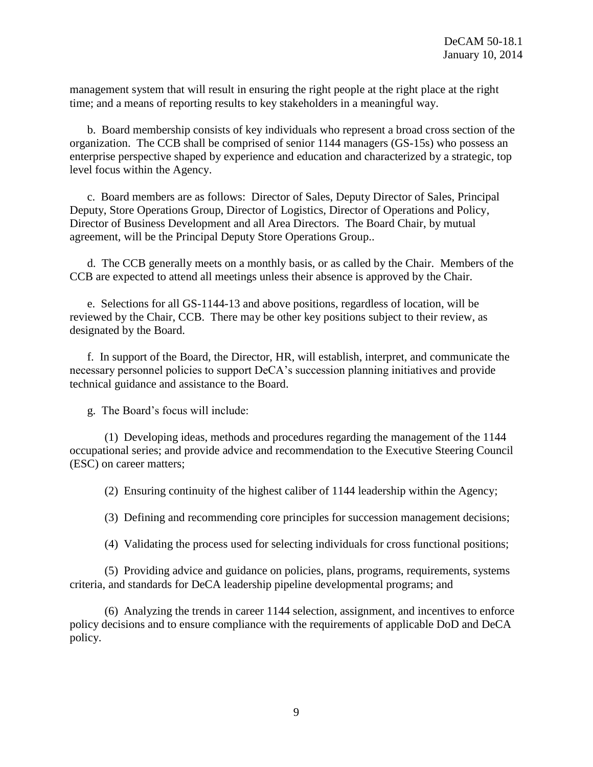management system that will result in ensuring the right people at the right place at the right time; and a means of reporting results to key stakeholders in a meaningful way.

b. Board membership consists of key individuals who represent a broad cross section of the organization. The CCB shall be comprised of senior 1144 managers (GS-15s) who possess an enterprise perspective shaped by experience and education and characterized by a strategic, top level focus within the Agency.

c. Board members are as follows: Director of Sales, Deputy Director of Sales, Principal Deputy, Store Operations Group, Director of Logistics, Director of Operations and Policy, Director of Business Development and all Area Directors. The Board Chair, by mutual agreement, will be the Principal Deputy Store Operations Group..

d. The CCB generally meets on a monthly basis, or as called by the Chair. Members of the CCB are expected to attend all meetings unless their absence is approved by the Chair.

e. Selections for all GS-1144-13 and above positions, regardless of location, will be reviewed by the Chair, CCB. There may be other key positions subject to their review, as designated by the Board.

f. In support of the Board, the Director, HR, will establish, interpret, and communicate the necessary personnel policies to support DeCA's succession planning initiatives and provide technical guidance and assistance to the Board.

g. The Board's focus will include:

(1) Developing ideas, methods and procedures regarding the management of the 1144 occupational series; and provide advice and recommendation to the Executive Steering Council (ESC) on career matters;

(2) Ensuring continuity of the highest caliber of 1144 leadership within the Agency;

(3) Defining and recommending core principles for succession management decisions;

(4) Validating the process used for selecting individuals for cross functional positions;

(5) Providing advice and guidance on policies, plans, programs, requirements, systems criteria, and standards for DeCA leadership pipeline developmental programs; and

(6) Analyzing the trends in career 1144 selection, assignment, and incentives to enforce policy decisions and to ensure compliance with the requirements of applicable DoD and DeCA policy.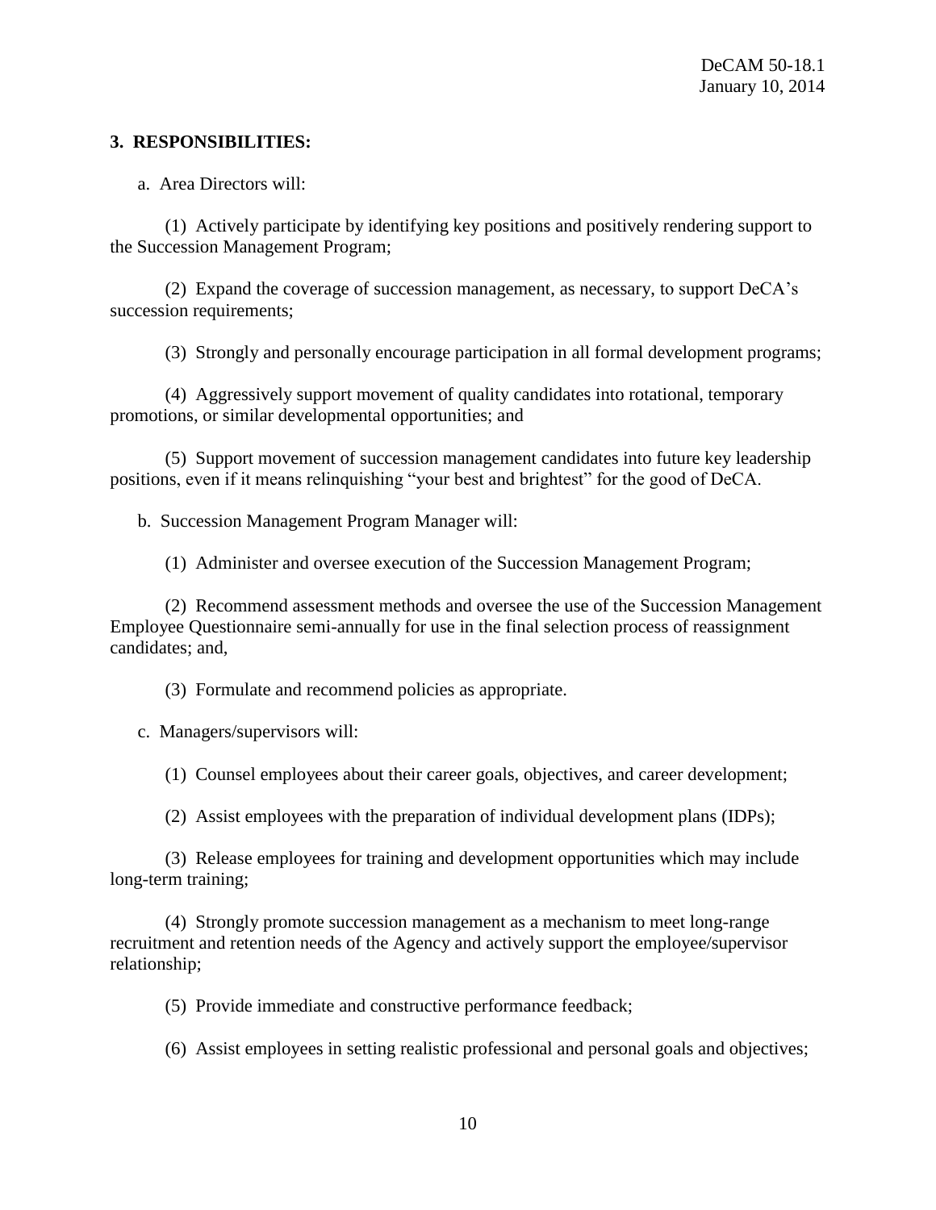**3. RESPONSIBILITIES:**

a. Area Directors will:

(1) Actively participate by identifying key positions and positively rendering support to the Succession Management Program;

(2) Expand the coverage of succession management, as necessary, to support DeCA's succession requirements;

(3) Strongly and personally encourage participation in all formal development programs;

(4) Aggressively support movement of quality candidates into rotational, temporary promotions, or similar developmental opportunities; and

(5) Support movement of succession management candidates into future key leadership positions, even if it means relinquishing "your best and brightest" for the good of DeCA.

b. Succession Management Program Manager will:

(1) Administer and oversee execution of the Succession Management Program;

(2) Recommend assessment methods and oversee the use of the Succession Management Employee Questionnaire semi-annually for use in the final selection process of reassignment candidates; and,

(3) Formulate and recommend policies as appropriate.

c. Managers/supervisors will:

(1) Counsel employees about their career goals, objectives, and career development;

(2) Assist employees with the preparation of individual development plans (IDPs);

(3) Release employees for training and development opportunities which may include long-term training;

(4) Strongly promote succession management as a mechanism to meet long-range recruitment and retention needs of the Agency and actively support the employee/supervisor relationship;

(5) Provide immediate and constructive performance feedback;

(6) Assist employees in setting realistic professional and personal goals and objectives;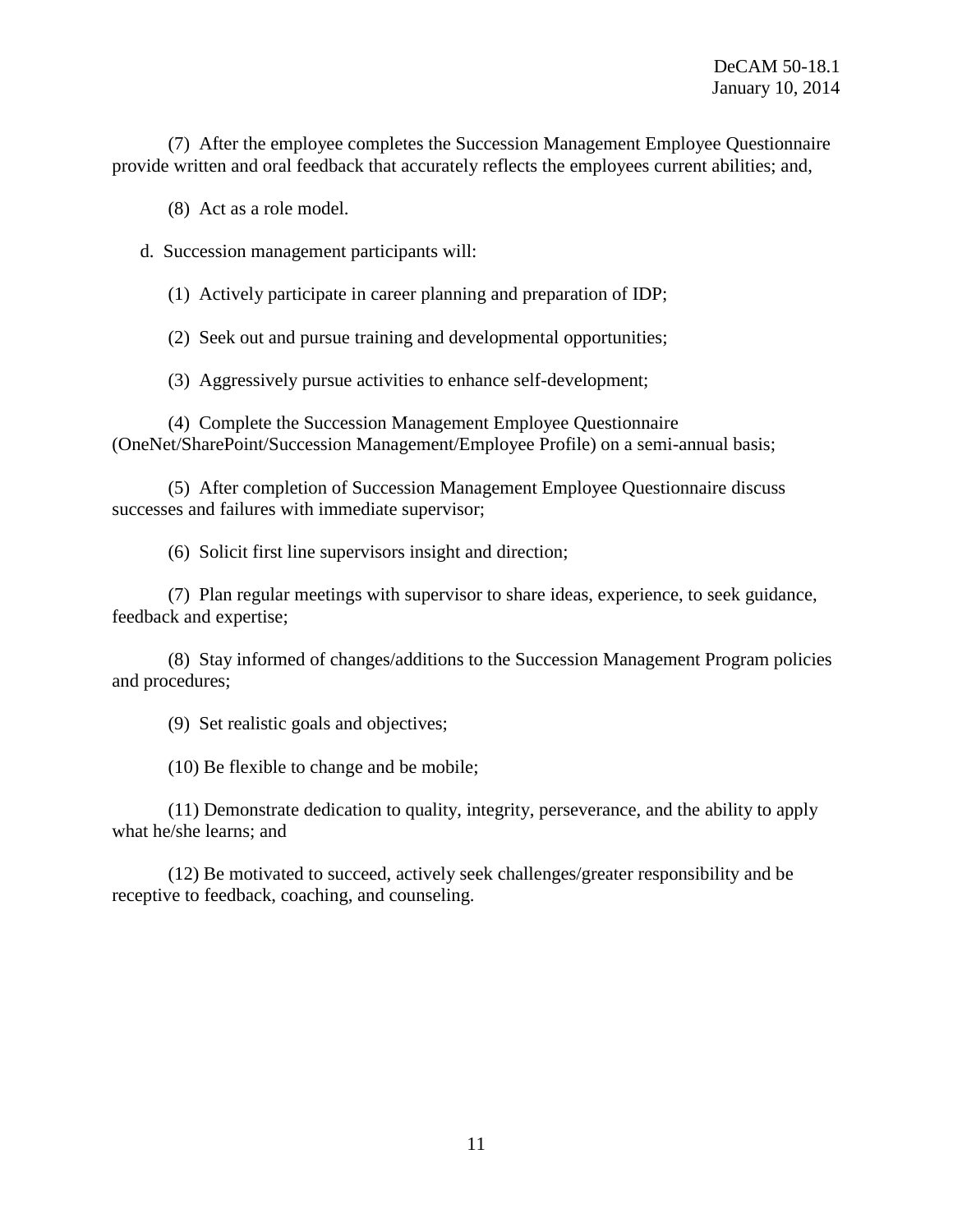(7) After the employee completes the Succession Management Employee Questionnaire provide written and oral feedback that accurately reflects the employees current abilities; and,

(8) Act as a role model.

d. Succession management participants will:

(1) Actively participate in career planning and preparation of IDP;

(2) Seek out and pursue training and developmental opportunities;

(3) Aggressively pursue activities to enhance self-development;

(4) Complete the Succession Management Employee Questionnaire (OneNet/SharePoint/Succession Management/Employee Profile) on a semi-annual basis;

(5) After completion of Succession Management Employee Questionnaire discuss successes and failures with immediate supervisor;

(6) Solicit first line supervisors insight and direction;

(7) Plan regular meetings with supervisor to share ideas, experience, to seek guidance, feedback and expertise;

(8) Stay informed of changes/additions to the Succession Management Program policies and procedures;

(9) Set realistic goals and objectives;

(10) Be flexible to change and be mobile;

(11) Demonstrate dedication to quality, integrity, perseverance, and the ability to apply what he/she learns; and

(12) Be motivated to succeed, actively seek challenges/greater responsibility and be receptive to feedback, coaching, and counseling.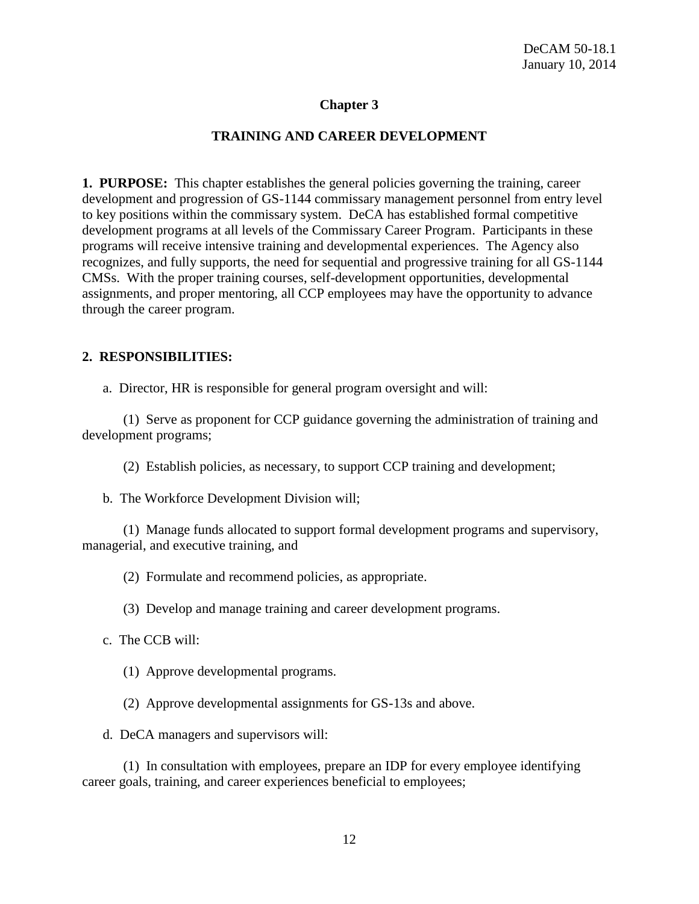## Chapter 3

## TRAINING AND CAREER DEVELOPMENT

**1. PURPOSE:** This chapter establishes the general policies governing the training, career development and progression of GS-1144 commissary management personnel from entry level to key positions within the commissary system. DeCA has established formal competitive development programs at all levels of the Commissary Career Program. Participants in these programs will receive intensive training and developmental experiences. The Agency also recognizes, and fully supports, the need for sequential and progressive training for all GS-1144 CMSs. With the proper training courses, self-development opportunities, developmental assignments, and proper mentoring, all CCP employees may have the opportunity to advance through the career program.

**2. RESPONSIBILITIES:**

a. Director, HR is responsible for general program oversight and will:

(1) Serve as proponent for CCP guidance governing the administration of training and development programs;

(2) Establish policies, as necessary, to support CCP training and development;

b. The Workforce Development Division will;

(1) Manage funds allocated to support formal development programs and supervisory, managerial, and executive training, and

(2) Formulate and recommend policies, as appropriate.

(3) Develop and manage training and career development programs.

c. The CCB will:

(1) Approve developmental programs.

(2) Approve developmental assignments for GS-13s and above.

d. DeCA managers and supervisors will:

(1) In consultation with employees, prepare an IDP for every employee identifying career goals, training, and career experiences beneficial to employees;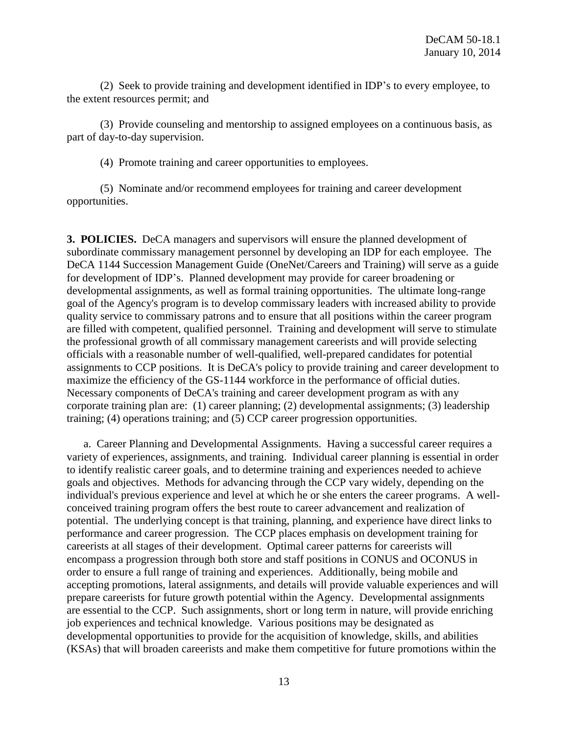(2) Seek to provide training and development identified in IDP's to every employee, to the extent resources permit; and

(3) Provide counseling and mentorship to assigned employees on a continuous basis, as part of day-to-day supervision.

(4) Promote training and career opportunities to employees.

(5) Nominate and/or recommend employees for training and career development opportunities.

**3. POLICIES.** DeCA managers and supervisors will ensure the planned development of subordinate commissary management personnel by developing an IDP for each employee. The DeCA 1144 Succession Management Guide (OneNet/Careers and Training) will serve as a guide for development of IDP's. Planned development may provide for career broadening or developmental assignments, as well as formal training opportunities. The ultimate long-range goal of the Agency's program is to develop commissary leaders with increased ability to provide quality service to commissary patrons and to ensure that all positions within the career program are filled with competent, qualified personnel. Training and development will serve to stimulate the professional growth of all commissary management careerists and will provide selecting officials with a reasonable number of well-qualified, well-prepared candidates for potential assignments to CCP positions. It is DeCA's policy to provide training and career development to maximize the efficiency of the GS-1144 workforce in the performance of official duties. Necessary components of DeCA's training and career development program as with any corporate training plan are: (1) career planning; (2) developmental assignments; (3) leadership training; (4) operations training; and (5) CCP career progression opportunities.

a. Career Planning and Developmental Assignments. Having a successful career requires a variety of experiences, assignments, and training. Individual career planning is essential in order to identify realistic career goals, and to determine training and experiences needed to achieve goals and objectives. Methods for advancing through the CCP vary widely, depending on the individual's previous experience and level at which he or she enters the career programs. A well-conceived training program offers the best route to career advancement and realization of potential. The underlying concept is that training, planning, and experience have direct links to performance and career progression. The CCP places emphasis on development training for careerists at all stages of their development. Optimal career patterns for careerists will encompass a progression through both store and staff positions in CONUS and OCONUS in order to ensure a full range of training and experiences. Additionally, being mobile and accepting promotions, lateral assignments, and details will provide valuable experiences and will prepare careerists for future growth potential within the Agency. Developmental assignments are essential to the CCP. Such assignments, short or long term in nature, will provide enriching job experiences and technical knowledge. Various positions may be designated as developmental opportunities to provide for the acquisition of knowledge, skills, and abilities (KSAs) that will broaden careerists and make them competitive for future promotions within the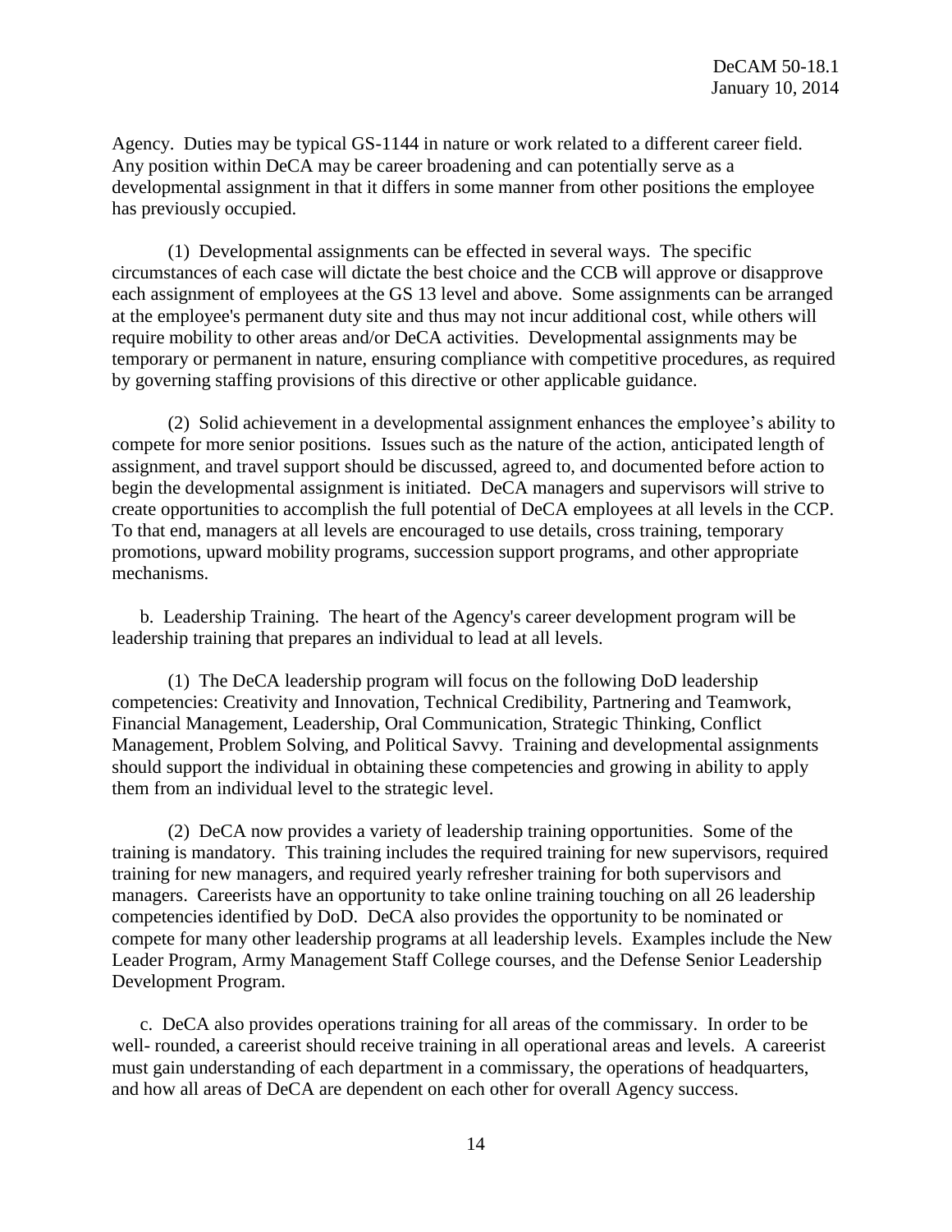Agency. Duties may be typical GS-1144 in nature or work related to a different career field. Any position within DeCA may be career broadening and can potentially serve as a developmental assignment in that it differs in some manner from other positions the employee has previously occupied.

(1) Developmental assignments can be effected in several ways. The specific circumstances of each case will dictate the best choice and the CCB will approve or disapprove each assignment of employees at the GS 13 level and above. Some assignments can be arranged at the employee's permanent duty site and thus may not incur additional cost, while others will require mobility to other areas and/or DeCA activities. Developmental assignments may be temporary or permanent in nature, ensuring compliance with competitive procedures, as required by governing staffing provisions of this directive or other applicable guidance.

(2) Solid achievement in a developmental assignment enhances the employee's ability to compete for more senior positions. Issues such as the nature of the action, anticipated length of assignment, and travel support should be discussed, agreed to, and documented before action to begin the developmental assignment is initiated. DeCA managers and supervisors will strive to create opportunities to accomplish the full potential of DeCA employees at all levels in the CCP. To that end, managers at all levels are encouraged to use details, cross training, temporary promotions, upward mobility programs, succession support programs, and other appropriate mechanisms.

b. Leadership Training. The heart of the Agency's career development program will be leadership training that prepares an individual to lead at all levels.

(1) The DeCA leadership program will focus on the following DoD leadership competencies: Creativity and Innovation, Technical Credibility, Partnering and Teamwork, Financial Management, Leadership, Oral Communication, Strategic Thinking, Conflict Management, Problem Solving, and Political Savvy. Training and developmental assignments should support the individual in obtaining these competencies and growing in ability to apply them from an individual level to the strategic level.

(2) DeCA now provides a variety of leadership training opportunities. Some of the training is mandatory. This training includes the required training for new supervisors, required training for new managers, and required yearly refresher training for both supervisors and managers. Careerists have an opportunity to take online training touching on all 26 leadership competencies identified by DoD. DeCA also provides the opportunity to be nominated or compete for many other leadership programs at all leadership levels. Examples include the New Leader Program, Army Management Staff College courses, and the Defense Senior Leadership Development Program.

c. DeCA also provides operations training for all areas of the commissary. In order to be well- rounded, a careerist should receive training in all operational areas and levels. A careerist must gain understanding of each department in a commissary, the operations of headquarters, and how all areas of DeCA are dependent on each other for overall Agency success.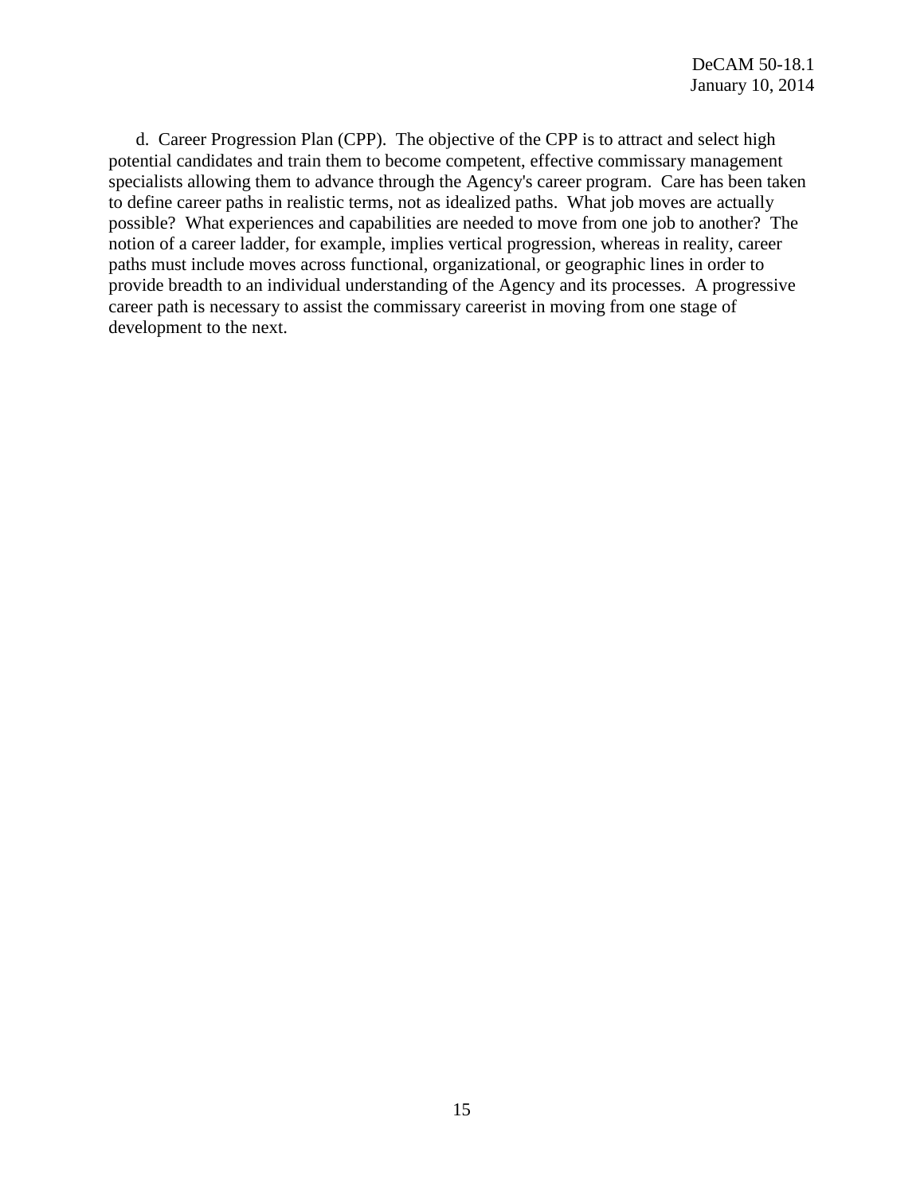d. Career Progression Plan (CPP). The objective of the CPP is to attract and select high potential candidates and train them to become competent, effective commissary management specialists allowing them to advance through the Agency's career program. Care has been taken to define career paths in realistic terms, not as idealized paths. What job moves are actually possible? What experiences and capabilities are needed to move from one job to another? The notion of a career ladder, for example, implies vertical progression, whereas in reality, career paths must include moves across functional, organizational, or geographic lines in order to provide breadth to an individual understanding of the Agency and its processes. A progressive career path is necessary to assist the commissary careerist in moving from one stage of development to the next.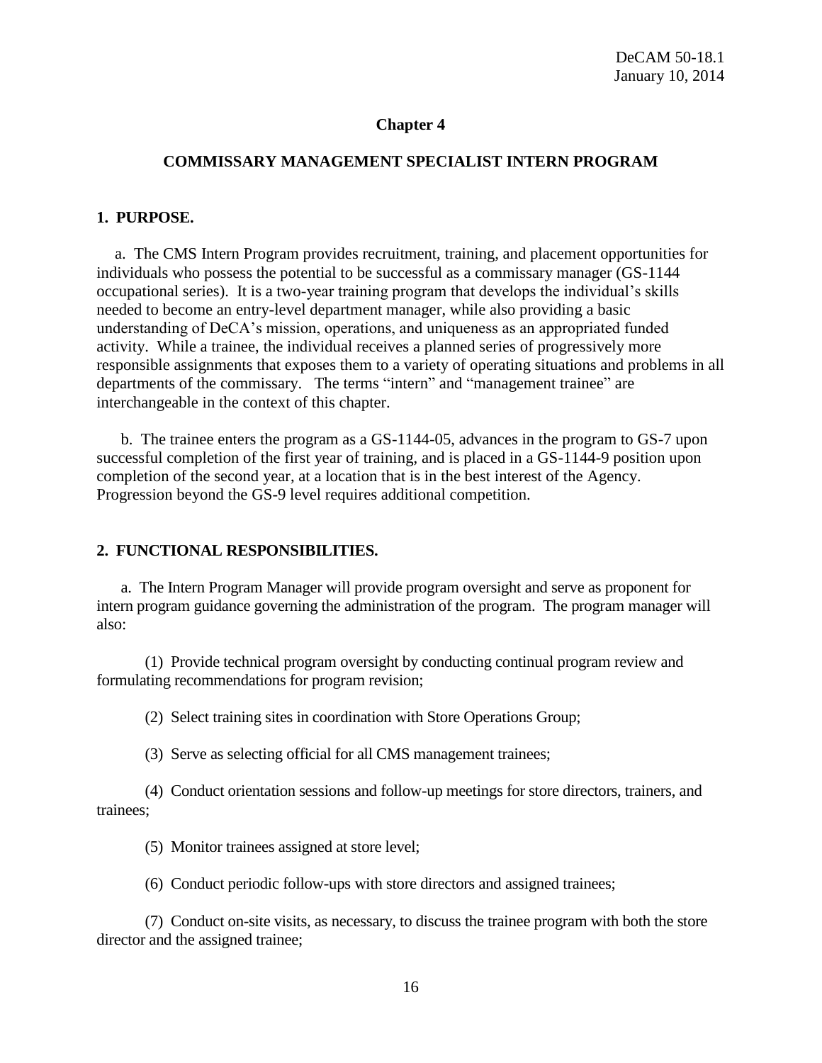## Chapter 4

## COMMISSARY MANAGEMENT SPECIALIST INTERN PROGRAM

### 1. PURPOSE.

a. The CMS Intern Program provides recruitment, training, and placement opportunities for individuals who possess the potential to be successful as a commissary manager (GS-1144 occupational series). It is a two-year training program that develops the individual's skills needed to become an entry-level department manager, while also providing a basic understanding of DeCA's mission, operations, and uniqueness as an appropriated funded activity. While a trainee, the individual receives a planned series of progressively more responsible assignments that exposes them to a variety of operating situations and problems in all departments of the commissary. The terms "intern" and "management trainee" are interchangeable in the context of this chapter.

b. The trainee enters the program as a GS-1144-05, advances in the program to GS-7 upon successful completion of the first year of training, and is placed in a GS-1144-9 position upon completion of the second year, at a location that is in the best interest of the Agency. Progression beyond the GS-9 level requires additional competition.

### 2. FUNCTIONAL RESPONSIBILITIES.

a. The Intern Program Manager will provide program oversight and serve as proponent for intern program guidance governing the administration of the program. The program manager will also:

(1) Provide technical program oversight by conducting continual program review and formulating recommendations for program revision;

(2) Select training sites in coordination with Store Operations Group;

(3) Serve as selecting official for all CMS management trainees;

(4) Conduct orientation sessions and follow-up meetings for store directors, trainers, and trainees;

(5) Monitor trainees assigned at store level;

(6) Conduct periodic follow-ups with store directors and assigned trainees;

(7) Conduct on-site visits, as necessary, to discuss the trainee program with both the store director and the assigned trainee;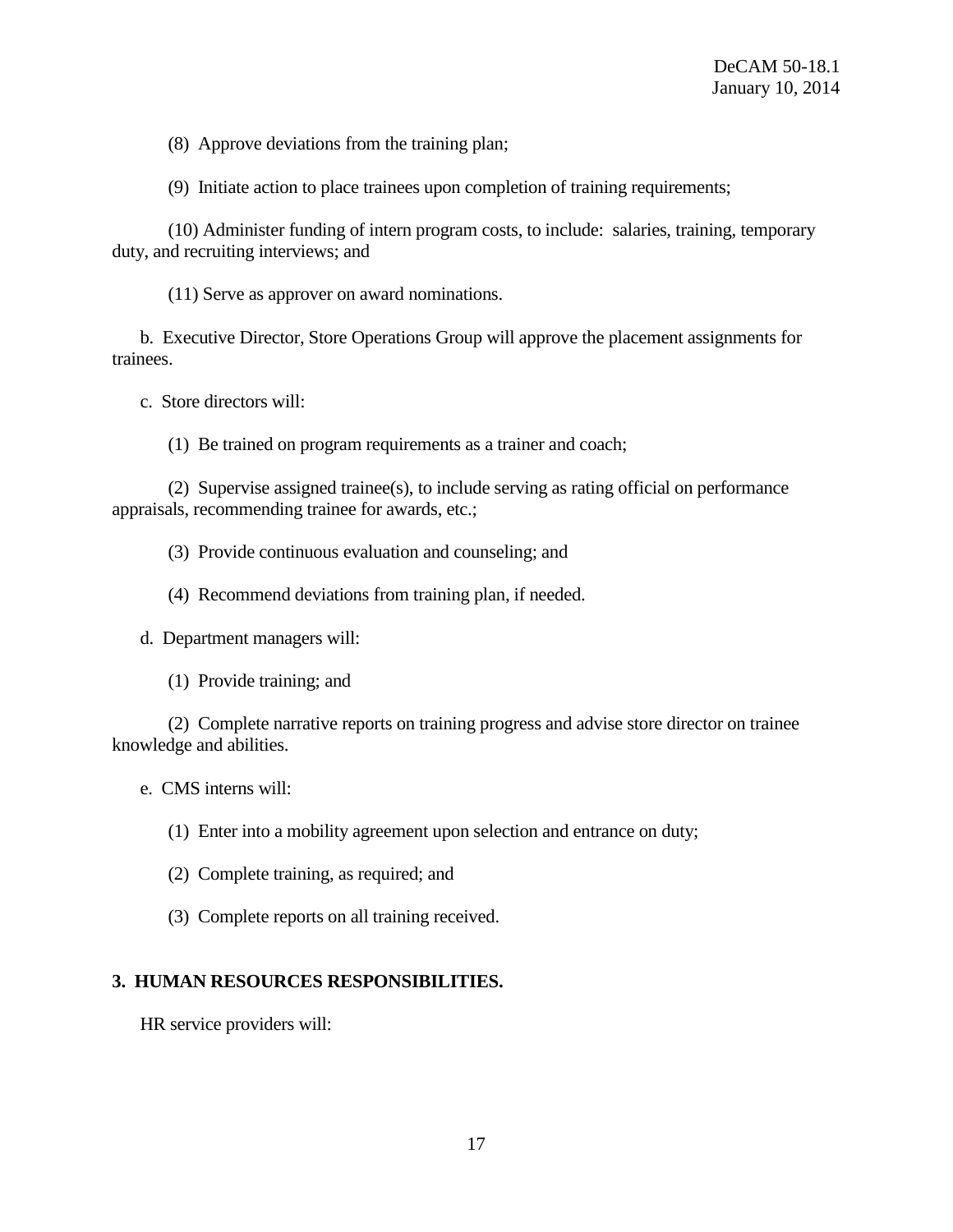(8) Approve deviations from the training plan;

(9) Initiate action to place trainees upon completion of training requirements;

(10) Administer funding of intern program costs, to include: salaries, training, temporary duty, and recruiting interviews; and

(11) Serve as approver on award nominations.

b. Executive Director, Store Operations Group will approve the placement assignments for trainees.

c. Store directors will:

(1) Be trained on program requirements as a trainer and coach;

(2) Supervise assigned trainee(s), to include serving as rating official on performance appraisals, recommending trainee for awards, etc.;

(3) Provide continuous evaluation and counseling; and

(4) Recommend deviations from training plan, if needed.

d. Department managers will:

(1) Provide training; and

(2) Complete narrative reports on training progress and advise store director on trainee knowledge and abilities.

e. CMS interns will:

(1) Enter into a mobility agreement upon selection and entrance on duty;

(2) Complete training, as required; and

(3) Complete reports on all training received.

## 3. HUMAN RESOURCES RESPONSIBILITIES.

HR service providers will: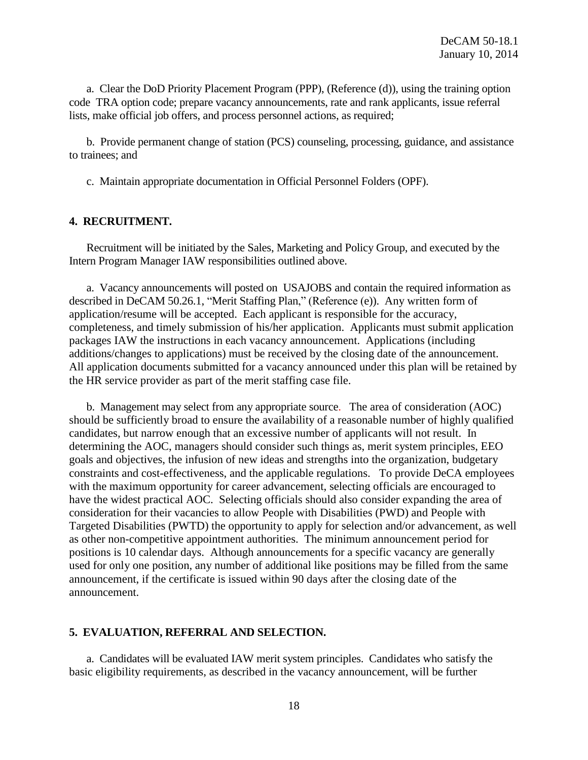a. Clear the DoD Priority Placement Program (PPP), (Reference (d)), using the training option code TRA option code; prepare vacancy announcements, rate and rank applicants, issue referral lists, make official job offers, and process personnel actions, as required;

b. Provide permanent change of station (PCS) counseling, processing, guidance, and assistance to trainees; and

c. Maintain appropriate documentation in Official Personnel Folders (OPF).

## 4. RECRUITMENT.

Recruitment will be initiated by the Sales, Marketing and Policy Group, and executed by the Intern Program Manager IAW responsibilities outlined above.

a. Vacancy announcements will posted on USAJOBS and contain the required information as described in DeCAM 50.26.1, "Merit Staffing Plan," (Reference (e)). Any written form of application/resume will be accepted. Each applicant is responsible for the accuracy, completeness, and timely submission of his/her application. Applicants must submit application packages IAW the instructions in each vacancy announcement. Applications (including additions/changes to applications) must be received by the closing date of the announcement. All application documents submitted for a vacancy announced under this plan will be retained by the HR service provider as part of the merit staffing case file.

b. Management may select from any appropriate source. The area of consideration (AOC) should be sufficiently broad to ensure the availability of a reasonable number of highly qualified candidates, but narrow enough that an excessive number of applicants will not result. In determining the AOC, managers should consider such things as, merit system principles, EEO goals and objectives, the infusion of new ideas and strengths into the organization, budgetary constraints and cost-effectiveness, and the applicable regulations. To provide DeCA employees with the maximum opportunity for career advancement, selecting officials are encouraged to have the widest practical AOC. Selecting officials should also consider expanding the area of consideration for their vacancies to allow People with Disabilities (PWD) and People with Targeted Disabilities (PWTD) the opportunity to apply for selection and/or advancement, as well as other non-competitive appointment authorities. The minimum announcement period for positions is 10 calendar days. Although announcements for a specific vacancy are generally used for only one position, any number of additional like positions may be filled from the same announcement, if the certificate is issued within 90 days after the closing date of the announcement.

## 5. EVALUATION, REFERRAL AND SELECTION.

a. Candidates will be evaluated IAW merit system principles. Candidates who satisfy the basic eligibility requirements, as described in the vacancy announcement, will be further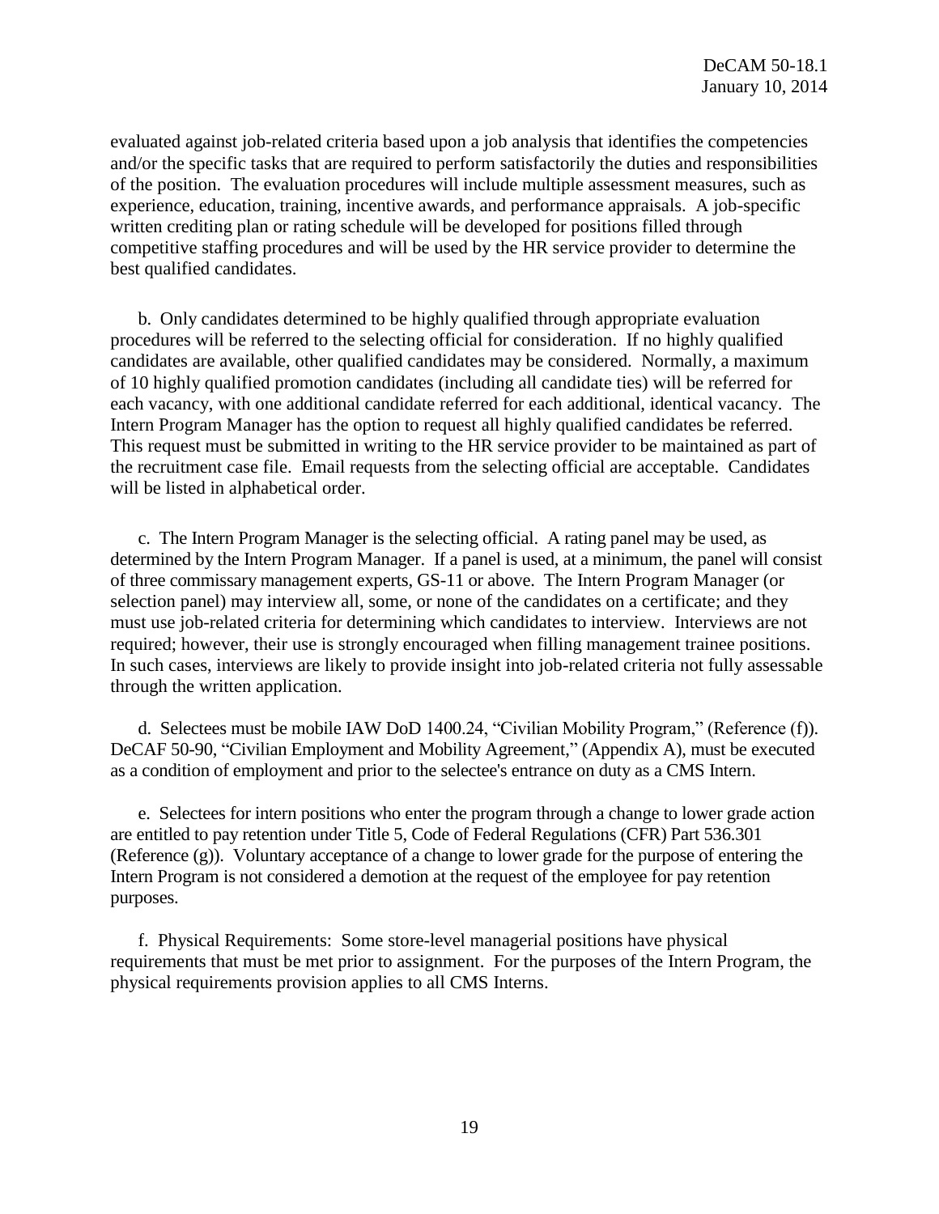evaluated against job-related criteria based upon a job analysis that identifies the competencies and/or the specific tasks that are required to perform satisfactorily the duties and responsibilities of the position. The evaluation procedures will include multiple assessment measures, such as experience, education, training, incentive awards, and performance appraisals. A job-specific written crediting plan or rating schedule will be developed for positions filled through competitive staffing procedures and will be used by the HR service provider to determine the best qualified candidates.

b. Only candidates determined to be highly qualified through appropriate evaluation procedures will be referred to the selecting official for consideration. If no highly qualified candidates are available, other qualified candidates may be considered. Normally, a maximum of 10 highly qualified promotion candidates (including all candidate ties) will be referred for each vacancy, with one additional candidate referred for each additional, identical vacancy. The Intern Program Manager has the option to request all highly qualified candidates be referred. This request must be submitted in writing to the HR service provider to be maintained as part of the recruitment case file. Email requests from the selecting official are acceptable. Candidates will be listed in alphabetical order.

c. The Intern Program Manager is the selecting official. A rating panel may be used, as determined by the Intern Program Manager. If a panel is used, at a minimum, the panel will consist of three commissary management experts, GS-11 or above. The Intern Program Manager (or selection panel) may interview all, some, or none of the candidates on a certificate; and they must use job-related criteria for determining which candidates to interview. Interviews are not required; however, their use is strongly encouraged when filling management trainee positions. In such cases, interviews are likely to provide insight into job-related criteria not fully assessable through the written application.

d. Selectees must be mobile IAW DoD 1400.24, "Civilian Mobility Program," (Reference (f)). DeCAF 50-90, "Civilian Employment and Mobility Agreement," (Appendix A), must be executed as a condition of employment and prior to the selectee's entrance on duty as a CMS Intern.

e. Selectees for intern positions who enter the program through a change to lower grade action are entitled to pay retention under Title 5, Code of Federal Regulations (CFR) Part 536.301 (Reference (g)). Voluntary acceptance of a change to lower grade for the purpose of entering the Intern Program is not considered a demotion at the request of the employee for pay retention purposes.

f. Physical Requirements: Some store-level managerial positions have physical requirements that must be met prior to assignment. For the purposes of the Intern Program, the physical requirements provision applies to all CMS Interns.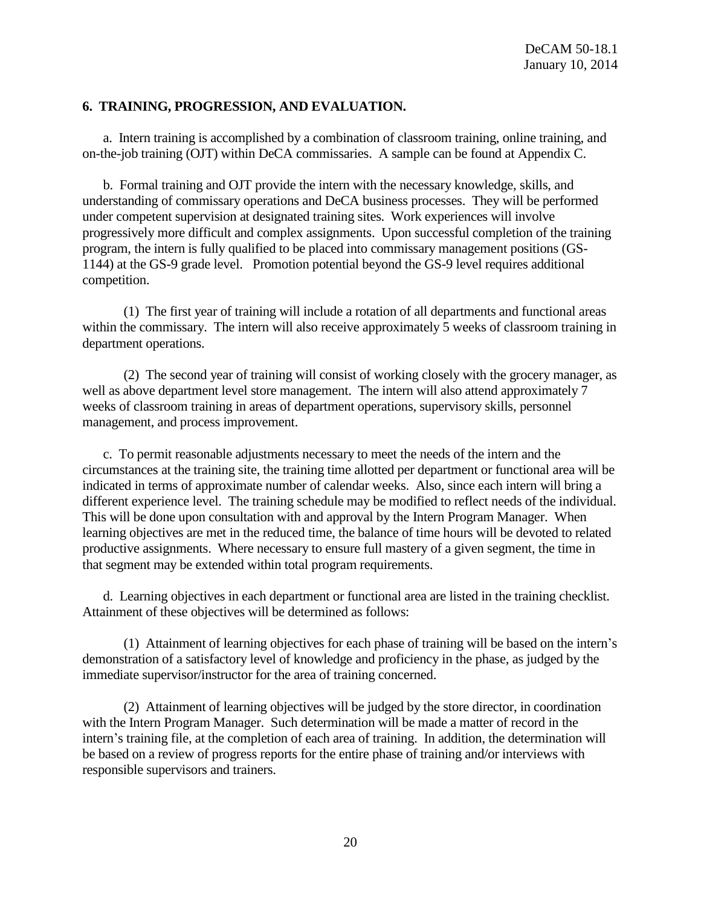## 6. TRAINING, PROGRESSION, AND EVALUATION.

a. Intern training is accomplished by a combination of classroom training, online training, and on-the-job training (OJT) within DeCA commissaries. A sample can be found at Appendix C.

b. Formal training and OJT provide the intern with the necessary knowledge, skills, and understanding of commissary operations and DeCA business processes. They will be performed under competent supervision at designated training sites. Work experiences will involve progressively more difficult and complex assignments. Upon successful completion of the training program, the intern is fully qualified to be placed into commissary management positions (GS-1144) at the GS-9 grade level. Promotion potential beyond the GS-9 level requires additional competition.

(1) The first year of training will include a rotation of all departments and functional areas within the commissary. The intern will also receive approximately 5 weeks of classroom training in department operations.

(2) The second year of training will consist of working closely with the grocery manager, as well as above department level store management. The intern will also attend approximately 7 weeks of classroom training in areas of department operations, supervisory skills, personnel management, and process improvement.

c. To permit reasonable adjustments necessary to meet the needs of the intern and the circumstances at the training site, the training time allotted per department or functional area will be indicated in terms of approximate number of calendar weeks. Also, since each intern will bring a different experience level. The training schedule may be modified to reflect needs of the individual. This will be done upon consultation with and approval by the Intern Program Manager. When learning objectives are met in the reduced time, the balance of time hours will be devoted to related productive assignments. Where necessary to ensure full mastery of a given segment, the time in that segment may be extended within total program requirements.

d. Learning objectives in each department or functional area are listed in the training checklist. Attainment of these objectives will be determined as follows:

(1) Attainment of learning objectives for each phase of training will be based on the intern's demonstration of a satisfactory level of knowledge and proficiency in the phase, as judged by the immediate supervisor/instructor for the area of training concerned.

(2) Attainment of learning objectives will be judged by the store director, in coordination with the Intern Program Manager. Such determination will be made a matter of record in the intern's training file, at the completion of each area of training. In addition, the determination will be based on a review of progress reports for the entire phase of training and/or interviews with responsible supervisors and trainers.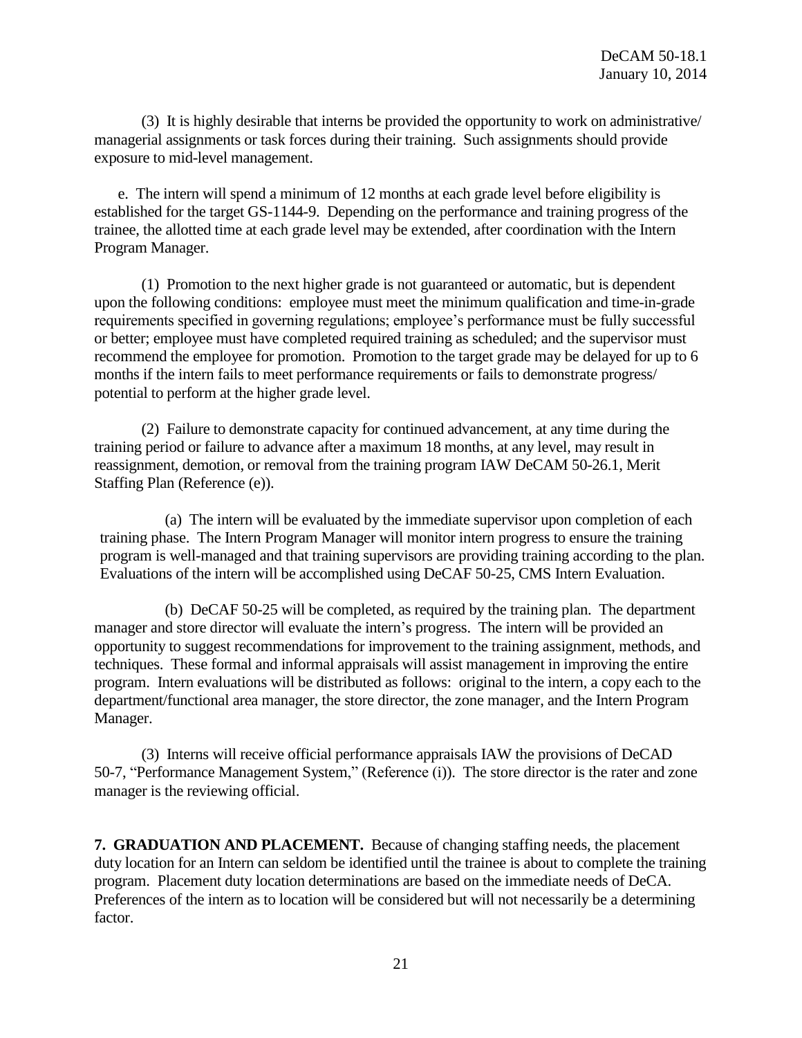(3) It is highly desirable that interns be provided the opportunity to work on administrative/managerial assignments or task forces during their training. Such assignments should provide exposure to mid-level management.

e. The intern will spend a minimum of 12 months at each grade level before eligibility is established for the target GS-1144-9. Depending on the performance and training progress of the trainee, the allotted time at each grade level may be extended, after coordination with the Intern Program Manager.

(1) Promotion to the next higher grade is not guaranteed or automatic, but is dependent upon the following conditions: employee must meet the minimum qualification and time-in-grade requirements specified in governing regulations; employee's performance must be fully successful or better; employee must have completed required training as scheduled; and the supervisor must recommend the employee for promotion. Promotion to the target grade may be delayed for up to 6 months if the intern fails to meet performance requirements or fails to demonstrate progress/potential to perform at the higher grade level.

(2) Failure to demonstrate capacity for continued advancement, at any time during the training period or failure to advance after a maximum 18 months, at any level, may result in reassignment, demotion, or removal from the training program IAW DeCAM 50-26.1, Merit Staffing Plan (Reference (e)).

(a) The intern will be evaluated by the immediate supervisor upon completion of each training phase. The Intern Program Manager will monitor intern progress to ensure the training program is well-managed and that training supervisors are providing training according to the plan. Evaluations of the intern will be accomplished using DeCAF 50-25, CMS Intern Evaluation.

(b) DeCAF 50-25 will be completed, as required by the training plan. The department manager and store director will evaluate the intern's progress. The intern will be provided an opportunity to suggest recommendations for improvement to the training assignment, methods, and techniques. These formal and informal appraisals will assist management in improving the entire program. Intern evaluations will be distributed as follows: original to the intern, a copy each to the department/functional area manager, the store director, the zone manager, and the Intern Program Manager.

(3) Interns will receive official performance appraisals IAW the provisions of DeCAD 50-7, "Performance Management System," (Reference (i)). The store director is the rater and zone manager is the reviewing official.

**7. GRADUATION AND PLACEMENT.** Because of changing staffing needs, the placement duty location for an Intern can seldom be identified until the trainee is about to complete the training program. Placement duty location determinations are based on the immediate needs of DeCA. Preferences of the intern as to location will be considered but will not necessarily be a determining factor.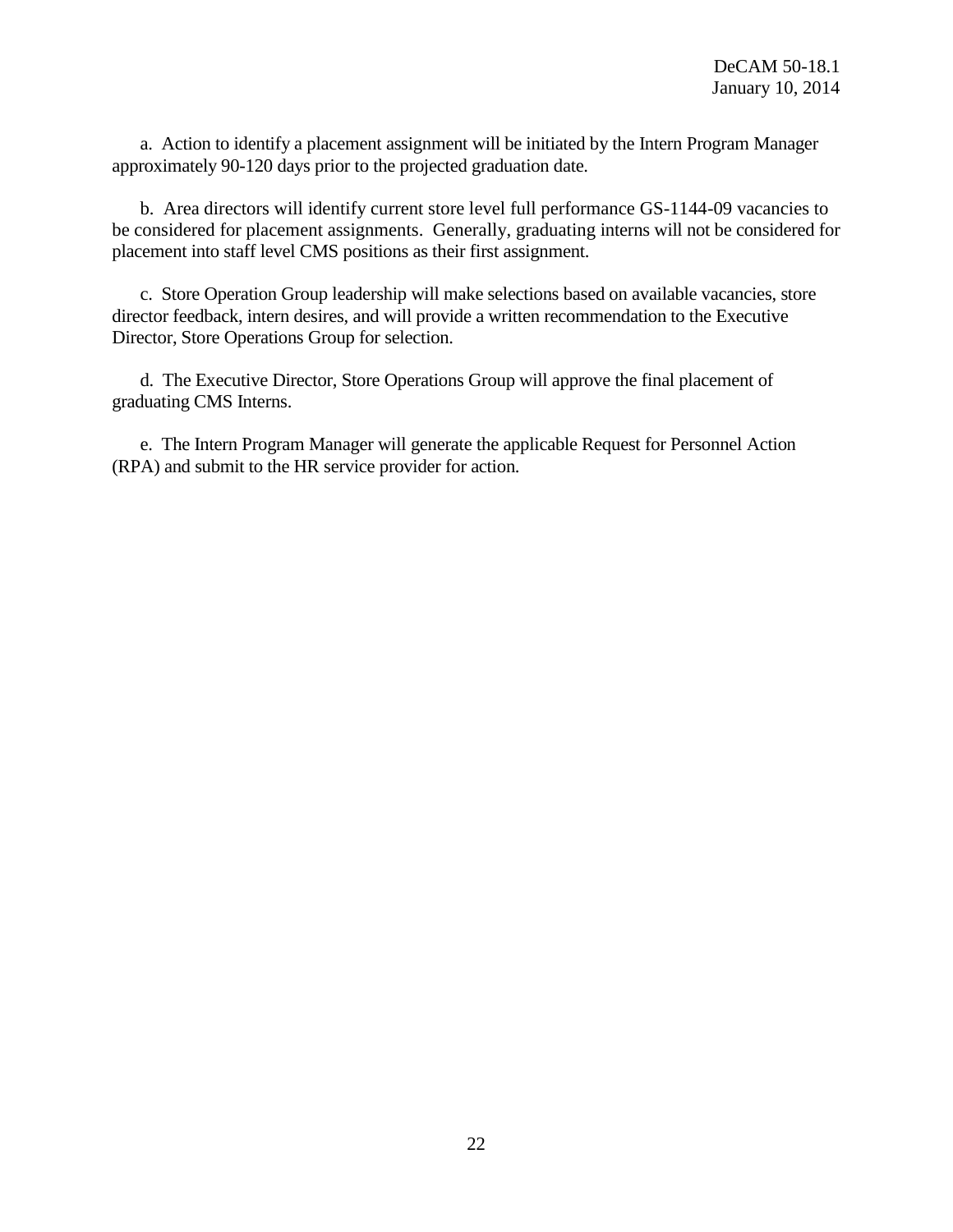a. Action to identify a placement assignment will be initiated by the Intern Program Manager approximately 90-120 days prior to the projected graduation date.

b. Area directors will identify current store level full performance GS-1144-09 vacancies to be considered for placement assignments. Generally, graduating interns will not be considered for placement into staff level CMS positions as their first assignment.

c. Store Operation Group leadership will make selections based on available vacancies, store director feedback, intern desires, and will provide a written recommendation to the Executive Director, Store Operations Group for selection.

d. The Executive Director, Store Operations Group will approve the final placement of graduating CMS Interns.

e. The Intern Program Manager will generate the applicable Request for Personnel Action (RPA) and submit to the HR service provider for action.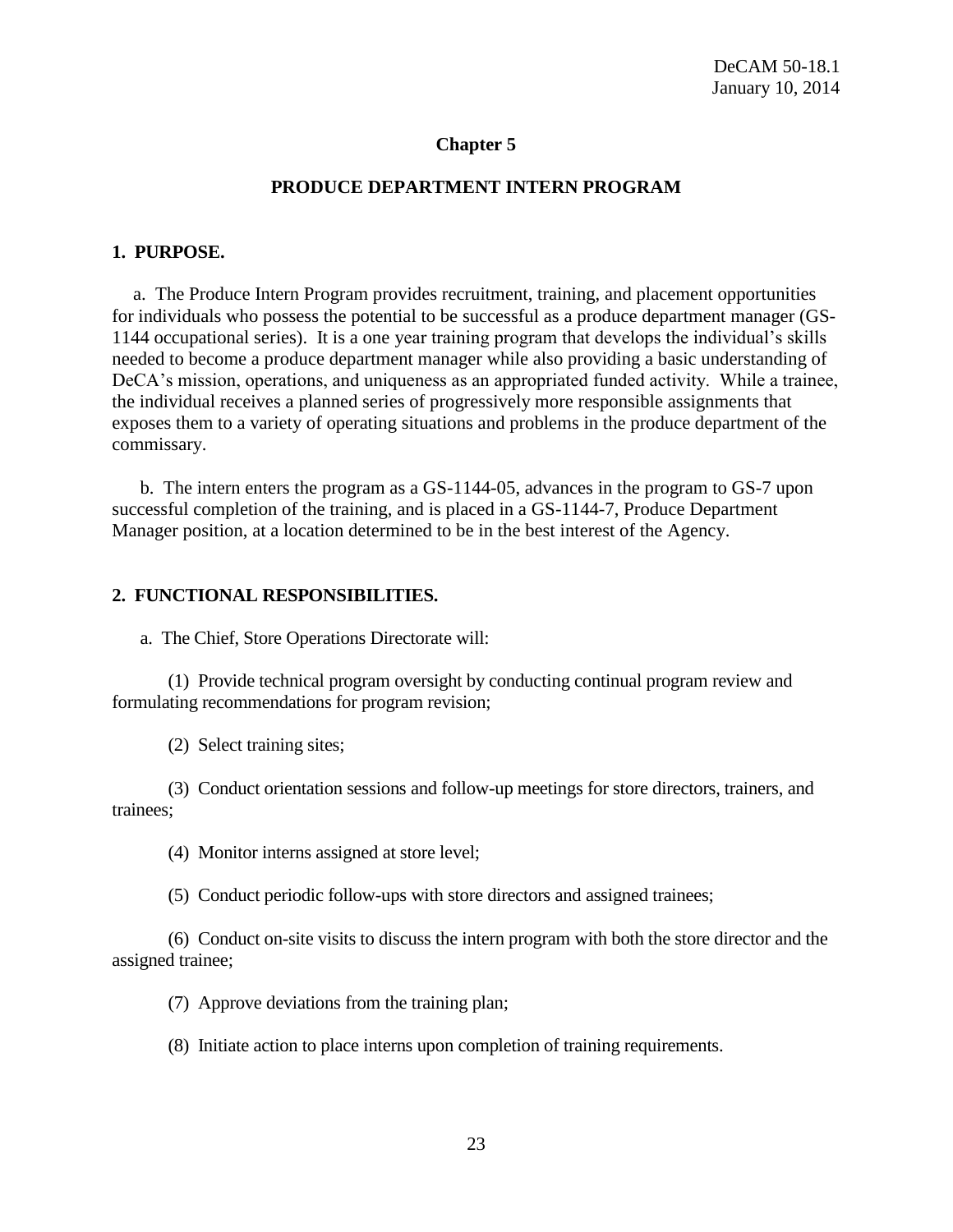# Chapter 5

## PRODUCE DEPARTMENT INTERN PROGRAM

**1. PURPOSE.**

a. The Produce Intern Program provides recruitment, training, and placement opportunities for individuals who possess the potential to be successful as a produce department manager (GS-1144 occupational series). It is a one year training program that develops the individual's skills needed to become a produce department manager while also providing a basic understanding of DeCA's mission, operations, and uniqueness as an appropriated funded activity. While a trainee, the individual receives a planned series of progressively more responsible assignments that exposes them to a variety of operating situations and problems in the produce department of the commissary.

b. The intern enters the program as a GS-1144-05, advances in the program to GS-7 upon successful completion of the training, and is placed in a GS-1144-7, Produce Department Manager position, at a location determined to be in the best interest of the Agency.

**2. FUNCTIONAL RESPONSIBILITIES.**

a. The Chief, Store Operations Directorate will:

(1) Provide technical program oversight by conducting continual program review and formulating recommendations for program revision;

(2) Select training sites;

(3) Conduct orientation sessions and follow-up meetings for store directors, trainers, and trainees;

(4) Monitor interns assigned at store level;

(5) Conduct periodic follow-ups with store directors and assigned trainees;

(6) Conduct on-site visits to discuss the intern program with both the store director and the assigned trainee;

(7) Approve deviations from the training plan;

(8) Initiate action to place interns upon completion of training requirements.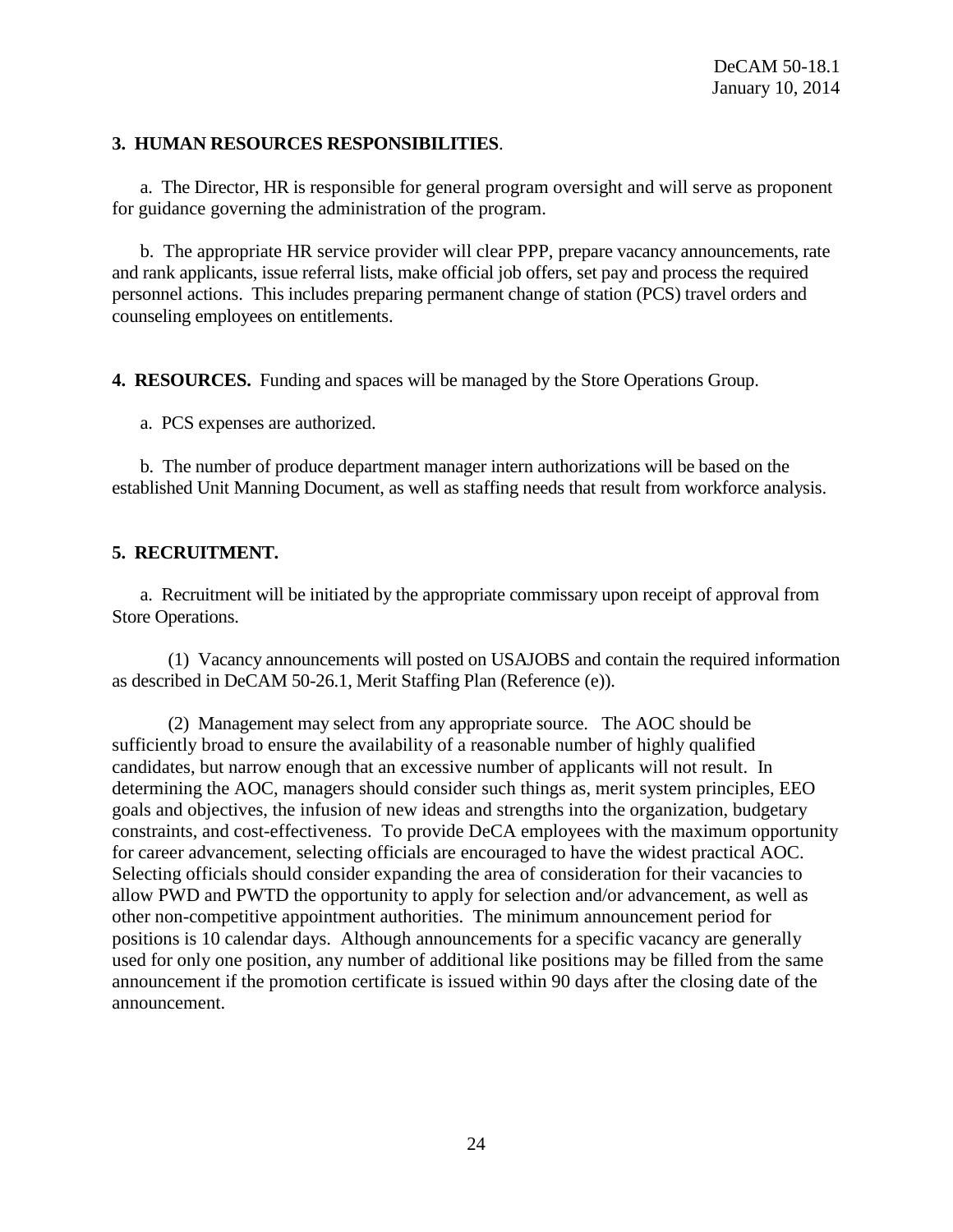**3. HUMAN RESOURCES RESPONSIBILITIES**.

a. The Director, HR is responsible for general program oversight and will serve as proponent for guidance governing the administration of the program.

b. The appropriate HR service provider will clear PPP, prepare vacancy announcements, rate and rank applicants, issue referral lists, make official job offers, set pay and process the required personnel actions. This includes preparing permanent change of station (PCS) travel orders and counseling employees on entitlements.

**4. RESOURCES.** Funding and spaces will be managed by the Store Operations Group.

a. PCS expenses are authorized.

b. The number of produce department manager intern authorizations will be based on the established Unit Manning Document, as well as staffing needs that result from workforce analysis.

**5. RECRUITMENT.**

a. Recruitment will be initiated by the appropriate commissary upon receipt of approval from Store Operations.

(1) Vacancy announcements will posted on USAJOBS and contain the required information as described in DeCAM 50-26.1, Merit Staffing Plan (Reference (e)).

(2) Management may select from any appropriate source. The AOC should be sufficiently broad to ensure the availability of a reasonable number of highly qualified candidates, but narrow enough that an excessive number of applicants will not result. In determining the AOC, managers should consider such things as, merit system principles, EEO goals and objectives, the infusion of new ideas and strengths into the organization, budgetary constraints, and cost-effectiveness. To provide DeCA employees with the maximum opportunity for career advancement, selecting officials are encouraged to have the widest practical AOC. Selecting officials should consider expanding the area of consideration for their vacancies to allow PWD and PWTD the opportunity to apply for selection and/or advancement, as well as other non-competitive appointment authorities. The minimum announcement period for positions is 10 calendar days. Although announcements for a specific vacancy are generally used for only one position, any number of additional like positions may be filled from the same announcement if the promotion certificate is issued within 90 days after the closing date of the announcement.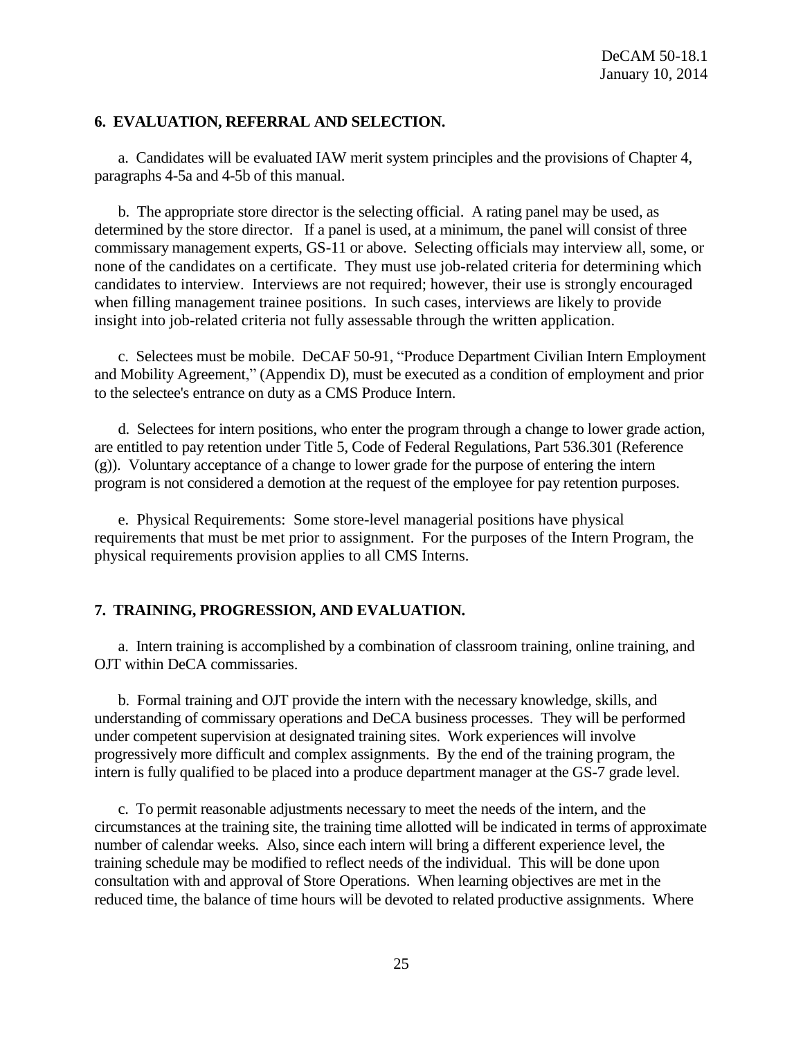## 6. EVALUATION, REFERRAL AND SELECTION.

a. Candidates will be evaluated IAW merit system principles and the provisions of Chapter 4, paragraphs 4-5a and 4-5b of this manual.

b. The appropriate store director is the selecting official. A rating panel may be used, as determined by the store director. If a panel is used, at a minimum, the panel will consist of three commissary management experts, GS-11 or above. Selecting officials may interview all, some, or none of the candidates on a certificate. They must use job-related criteria for determining which candidates to interview. Interviews are not required; however, their use is strongly encouraged when filling management trainee positions. In such cases, interviews are likely to provide insight into job-related criteria not fully assessable through the written application.

c. Selectees must be mobile. DeCAF 50-91, "Produce Department Civilian Intern Employment and Mobility Agreement," (Appendix D), must be executed as a condition of employment and prior to the selectee's entrance on duty as a CMS Produce Intern.

d. Selectees for intern positions, who enter the program through a change to lower grade action, are entitled to pay retention under Title 5, Code of Federal Regulations, Part 536.301 (Reference (g)). Voluntary acceptance of a change to lower grade for the purpose of entering the intern program is not considered a demotion at the request of the employee for pay retention purposes.

e. Physical Requirements: Some store-level managerial positions have physical requirements that must be met prior to assignment. For the purposes of the Intern Program, the physical requirements provision applies to all CMS Interns.

## 7. TRAINING, PROGRESSION, AND EVALUATION.

a. Intern training is accomplished by a combination of classroom training, online training, and OJT within DeCA commissaries.

b. Formal training and OJT provide the intern with the necessary knowledge, skills, and understanding of commissary operations and DeCA business processes. They will be performed under competent supervision at designated training sites. Work experiences will involve progressively more difficult and complex assignments. By the end of the training program, the intern is fully qualified to be placed into a produce department manager at the GS-7 grade level.

c. To permit reasonable adjustments necessary to meet the needs of the intern, and the circumstances at the training site, the training time allotted will be indicated in terms of approximate number of calendar weeks. Also, since each intern will bring a different experience level, the training schedule may be modified to reflect needs of the individual. This will be done upon consultation with and approval of Store Operations. When learning objectives are met in the reduced time, the balance of time hours will be devoted to related productive assignments. Where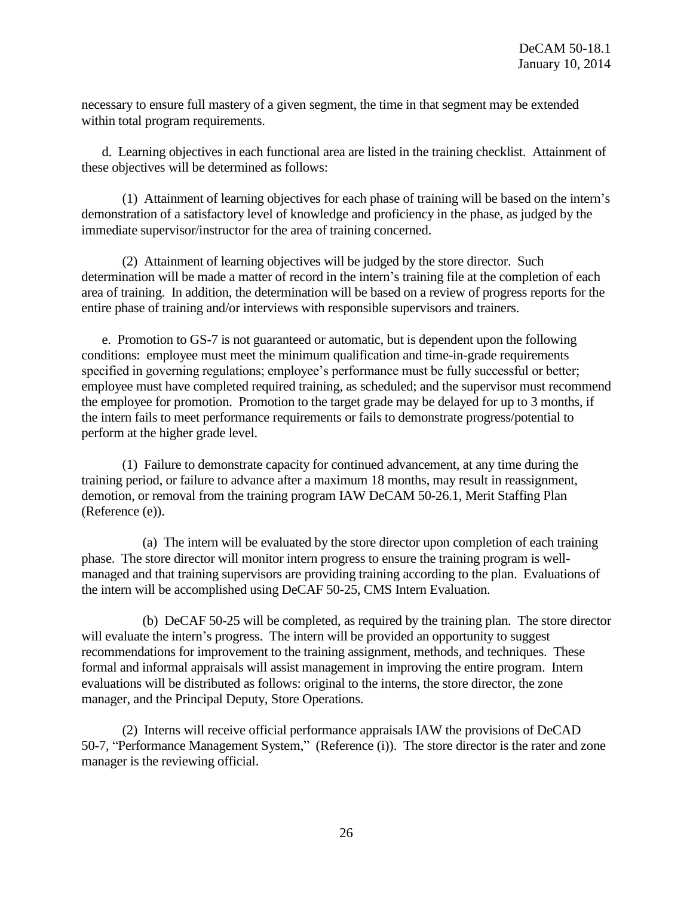necessary to ensure full mastery of a given segment, the time in that segment may be extended within total program requirements.

d. Learning objectives in each functional area are listed in the training checklist. Attainment of these objectives will be determined as follows:

(1) Attainment of learning objectives for each phase of training will be based on the intern's demonstration of a satisfactory level of knowledge and proficiency in the phase, as judged by the immediate supervisor/instructor for the area of training concerned.

(2) Attainment of learning objectives will be judged by the store director. Such determination will be made a matter of record in the intern's training file at the completion of each area of training. In addition, the determination will be based on a review of progress reports for the entire phase of training and/or interviews with responsible supervisors and trainers.

e. Promotion to GS-7 is not guaranteed or automatic, but is dependent upon the following conditions: employee must meet the minimum qualification and time-in-grade requirements specified in governing regulations; employee's performance must be fully successful or better; employee must have completed required training, as scheduled; and the supervisor must recommend the employee for promotion. Promotion to the target grade may be delayed for up to 3 months, if the intern fails to meet performance requirements or fails to demonstrate progress/potential to perform at the higher grade level.

(1) Failure to demonstrate capacity for continued advancement, at any time during the training period, or failure to advance after a maximum 18 months, may result in reassignment, demotion, or removal from the training program IAW DeCAM 50-26.1, Merit Staffing Plan (Reference (e)).

(a) The intern will be evaluated by the store director upon completion of each training phase. The store director will monitor intern progress to ensure the training program is well-managed and that training supervisors are providing training according to the plan. Evaluations of the intern will be accomplished using DeCAF 50-25, CMS Intern Evaluation.

(b) DeCAF 50-25 will be completed, as required by the training plan. The store director will evaluate the intern's progress. The intern will be provided an opportunity to suggest recommendations for improvement to the training assignment, methods, and techniques. These formal and informal appraisals will assist management in improving the entire program. Intern evaluations will be distributed as follows: original to the interns, the store director, the zone manager, and the Principal Deputy, Store Operations.

(2) Interns will receive official performance appraisals IAW the provisions of DeCAD 50-7, "Performance Management System," (Reference (i)). The store director is the rater and zone manager is the reviewing official.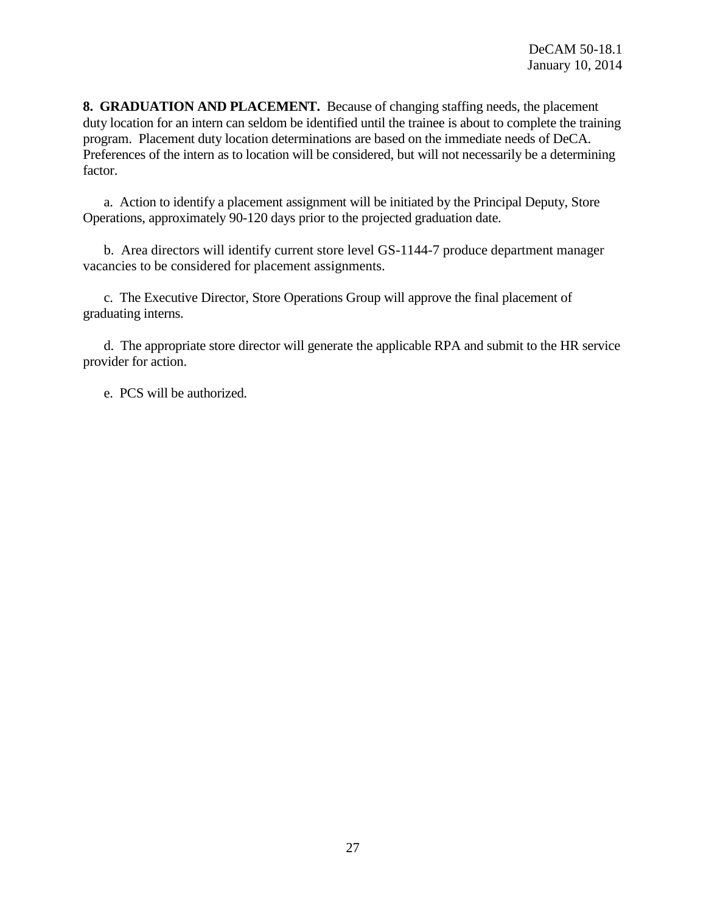**8. GRADUATION AND PLACEMENT.** Because of changing staffing needs, the placement duty location for an intern can seldom be identified until the trainee is about to complete the training program. Placement duty location determinations are based on the immediate needs of DeCA. Preferences of the intern as to location will be considered, but will not necessarily be a determining factor.

a. Action to identify a placement assignment will be initiated by the Principal Deputy, Store Operations, approximately 90-120 days prior to the projected graduation date.

b. Area directors will identify current store level GS-1144-7 produce department manager vacancies to be considered for placement assignments.

c. The Executive Director, Store Operations Group will approve the final placement of graduating interns.

d. The appropriate store director will generate the applicable RPA and submit to the HR service provider for action.

e. PCS will be authorized.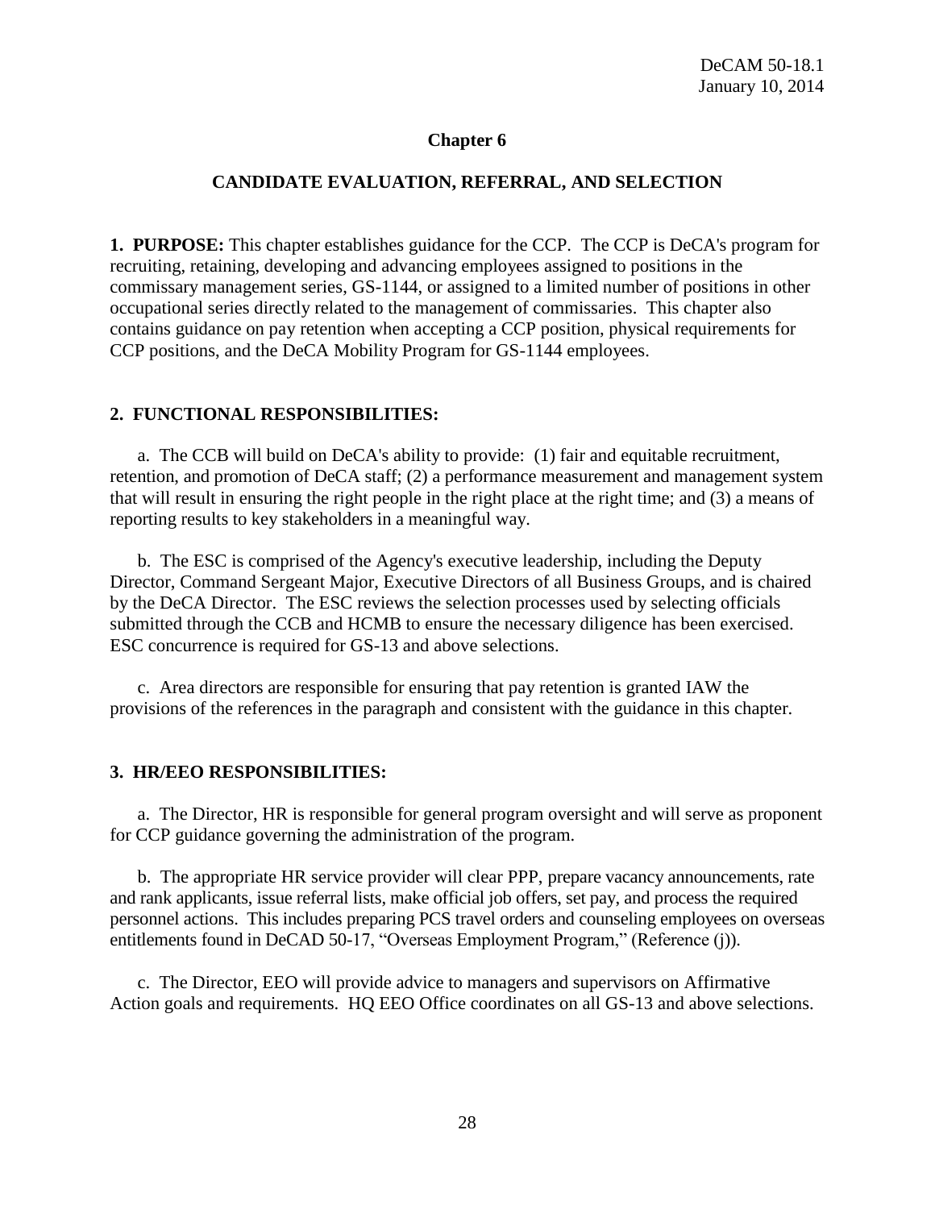# Chapter 6

## CANDIDATE EVALUATION, REFERRAL, AND SELECTION

**1. PURPOSE:** This chapter establishes guidance for the CCP. The CCP is DeCA's program for recruiting, retaining, developing and advancing employees assigned to positions in the commissary management series, GS-1144, or assigned to a limited number of positions in other occupational series directly related to the management of commissaries. This chapter also contains guidance on pay retention when accepting a CCP position, physical requirements for CCP positions, and the DeCA Mobility Program for GS-1144 employees.

**2. FUNCTIONAL RESPONSIBILITIES:**

a. The CCB will build on DeCA's ability to provide: (1) fair and equitable recruitment, retention, and promotion of DeCA staff; (2) a performance measurement and management system that will result in ensuring the right people in the right place at the right time; and (3) a means of reporting results to key stakeholders in a meaningful way.

b. The ESC is comprised of the Agency's executive leadership, including the Deputy Director, Command Sergeant Major, Executive Directors of all Business Groups, and is chaired by the DeCA Director. The ESC reviews the selection processes used by selecting officials submitted through the CCB and HCMB to ensure the necessary diligence has been exercised. ESC concurrence is required for GS-13 and above selections.

c. Area directors are responsible for ensuring that pay retention is granted IAW the provisions of the references in the paragraph and consistent with the guidance in this chapter.

**3. HR/EEO RESPONSIBILITIES:**

a. The Director, HR is responsible for general program oversight and will serve as proponent for CCP guidance governing the administration of the program.

b. The appropriate HR service provider will clear PPP, prepare vacancy announcements, rate and rank applicants, issue referral lists, make official job offers, set pay, and process the required personnel actions. This includes preparing PCS travel orders and counseling employees on overseas entitlements found in DeCAD 50-17, "Overseas Employment Program," (Reference (j)).

c. The Director, EEO will provide advice to managers and supervisors on Affirmative Action goals and requirements. HQ EEO Office coordinates on all GS-13 and above selections.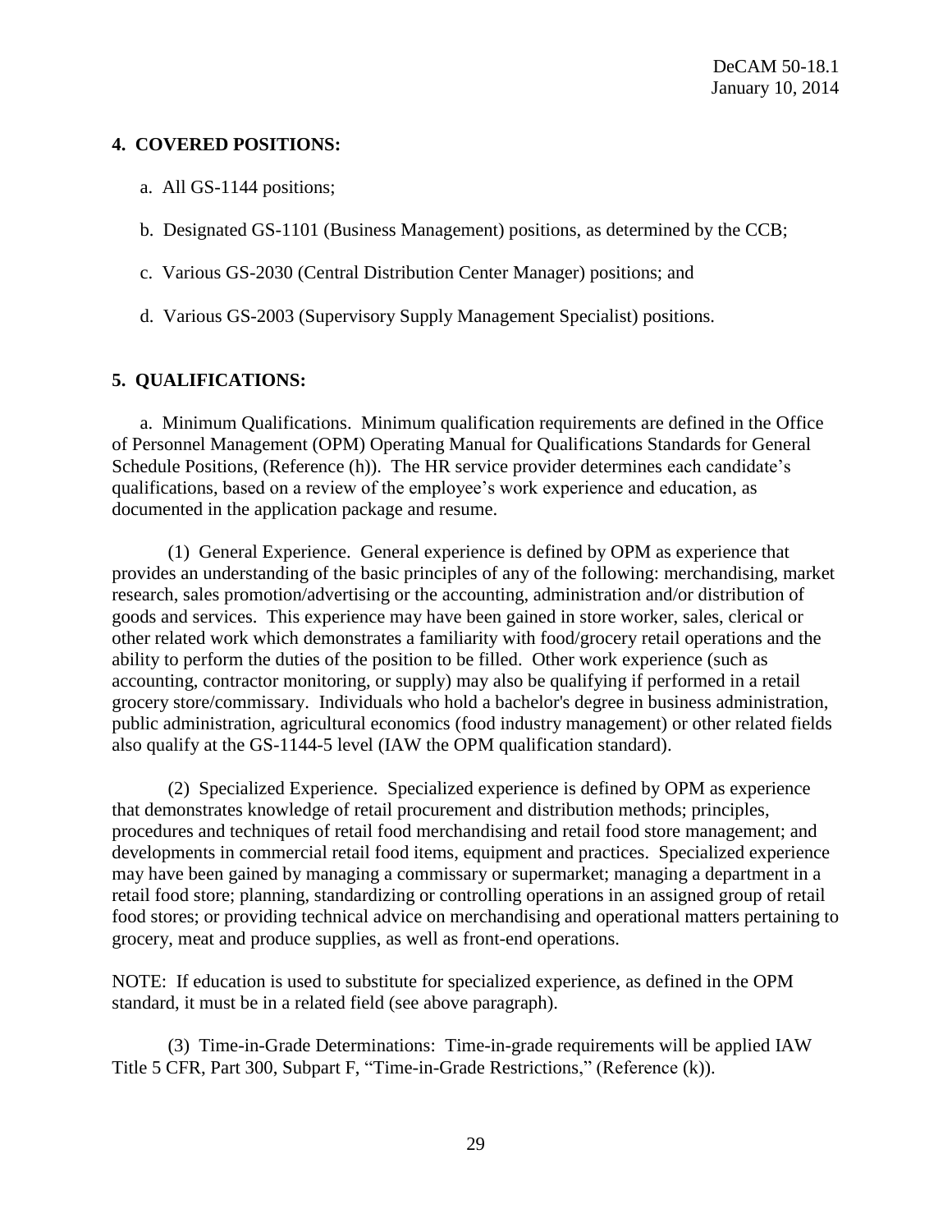## 4. COVERED POSITIONS:

a. All GS-1144 positions;

b. Designated GS-1101 (Business Management) positions, as determined by the CCB;

c. Various GS-2030 (Central Distribution Center Manager) positions; and

d. Various GS-2003 (Supervisory Supply Management Specialist) positions.

## 5. QUALIFICATIONS:

a. Minimum Qualifications. Minimum qualification requirements are defined in the Office of Personnel Management (OPM) Operating Manual for Qualifications Standards for General Schedule Positions, (Reference (h)). The HR service provider determines each candidate's qualifications, based on a review of the employee's work experience and education, as documented in the application package and resume.

(1) General Experience. General experience is defined by OPM as experience that provides an understanding of the basic principles of any of the following: merchandising, market research, sales promotion/advertising or the accounting, administration and/or distribution of goods and services. This experience may have been gained in store worker, sales, clerical or other related work which demonstrates a familiarity with food/grocery retail operations and the ability to perform the duties of the position to be filled. Other work experience (such as accounting, contractor monitoring, or supply) may also be qualifying if performed in a retail grocery store/commissary. Individuals who hold a bachelor's degree in business administration, public administration, agricultural economics (food industry management) or other related fields also qualify at the GS-1144-5 level (IAW the OPM qualification standard).

(2) Specialized Experience. Specialized experience is defined by OPM as experience that demonstrates knowledge of retail procurement and distribution methods; principles, procedures and techniques of retail food merchandising and retail food store management; and developments in commercial retail food items, equipment and practices. Specialized experience may have been gained by managing a commissary or supermarket; managing a department in a retail food store; planning, standardizing or controlling operations in an assigned group of retail food stores; or providing technical advice on merchandising and operational matters pertaining to grocery, meat and produce supplies, as well as front-end operations.

NOTE: If education is used to substitute for specialized experience, as defined in the OPM standard, it must be in a related field (see above paragraph).

(3) Time-in-Grade Determinations: Time-in-grade requirements will be applied IAW Title 5 CFR, Part 300, Subpart F, "Time-in-Grade Restrictions," (Reference (k)).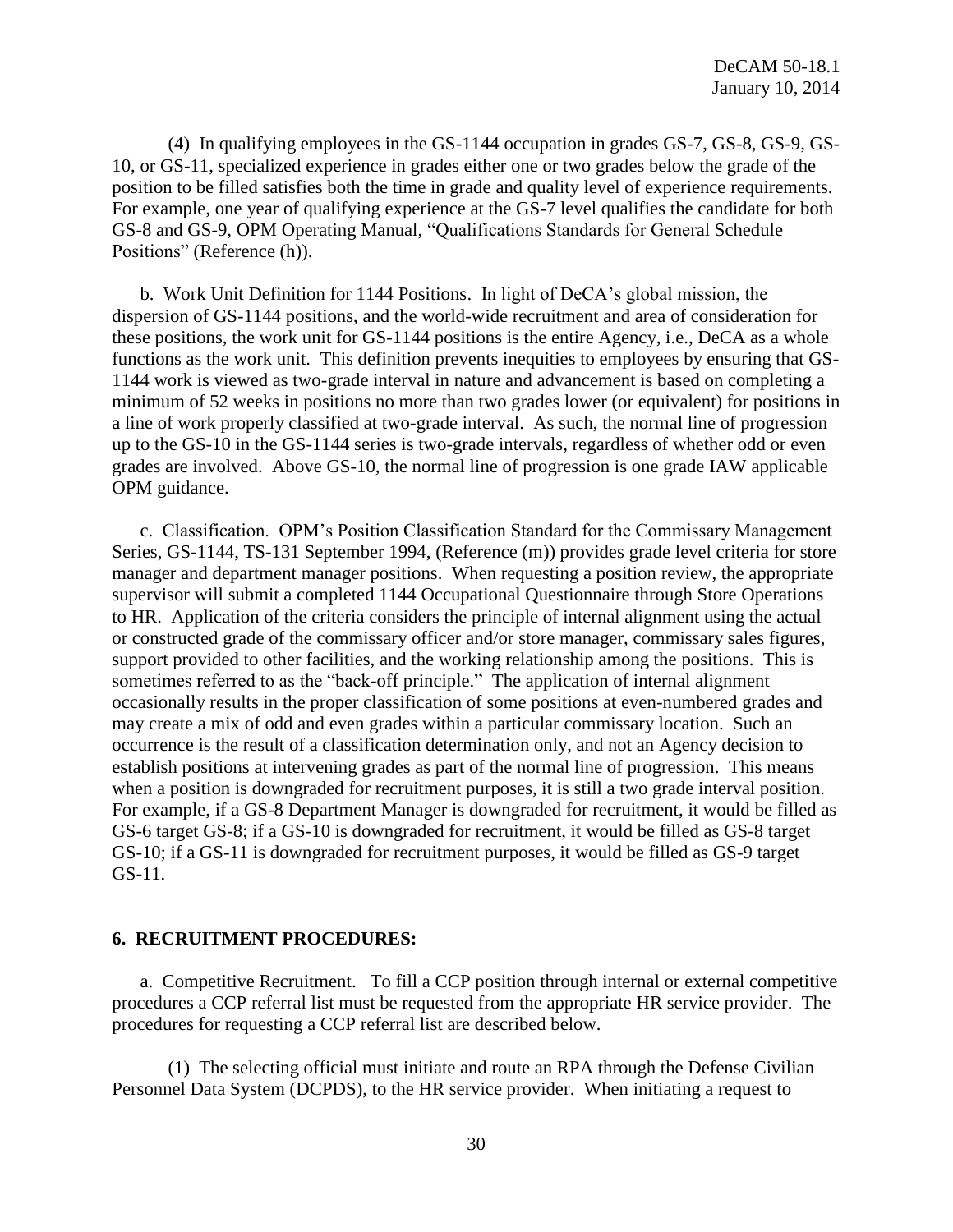(4) In qualifying employees in the GS-1144 occupation in grades GS-7, GS-8, GS-9, GS-10, or GS-11, specialized experience in grades either one or two grades below the grade of the position to be filled satisfies both the time in grade and quality level of experience requirements. For example, one year of qualifying experience at the GS-7 level qualifies the candidate for both GS-8 and GS-9, OPM Operating Manual, "Qualifications Standards for General Schedule Positions" (Reference (h)).

b. Work Unit Definition for 1144 Positions. In light of DeCA's global mission, the dispersion of GS-1144 positions, and the world-wide recruitment and area of consideration for these positions, the work unit for GS-1144 positions is the entire Agency, i.e., DeCA as a whole functions as the work unit. This definition prevents inequities to employees by ensuring that GS-1144 work is viewed as two-grade interval in nature and advancement is based on completing a minimum of 52 weeks in positions no more than two grades lower (or equivalent) for positions in a line of work properly classified at two-grade interval. As such, the normal line of progression up to the GS-10 in the GS-1144 series is two-grade intervals, regardless of whether odd or even grades are involved. Above GS-10, the normal line of progression is one grade IAW applicable OPM guidance.

c. Classification. OPM's Position Classification Standard for the Commissary Management Series, GS-1144, TS-131 September 1994, (Reference (m)) provides grade level criteria for store manager and department manager positions. When requesting a position review, the appropriate supervisor will submit a completed 1144 Occupational Questionnaire through Store Operations to HR. Application of the criteria considers the principle of internal alignment using the actual or constructed grade of the commissary officer and/or store manager, commissary sales figures, support provided to other facilities, and the working relationship among the positions. This is sometimes referred to as the "back-off principle." The application of internal alignment occasionally results in the proper classification of some positions at even-numbered grades and may create a mix of odd and even grades within a particular commissary location. Such an occurrence is the result of a classification determination only, and not an Agency decision to establish positions at intervening grades as part of the normal line of progression. This means when a position is downgraded for recruitment purposes, it is still a two grade interval position. For example, if a GS-8 Department Manager is downgraded for recruitment, it would be filled as GS-6 target GS-8; if a GS-10 is downgraded for recruitment, it would be filled as GS-8 target GS-10; if a GS-11 is downgraded for recruitment purposes, it would be filled as GS-9 target GS-11.

## 6. RECRUITMENT PROCEDURES:

a. Competitive Recruitment. To fill a CCP position through internal or external competitive procedures a CCP referral list must be requested from the appropriate HR service provider. The procedures for requesting a CCP referral list are described below.

(1) The selecting official must initiate and route an RPA through the Defense Civilian Personnel Data System (DCPDS), to the HR service provider. When initiating a request to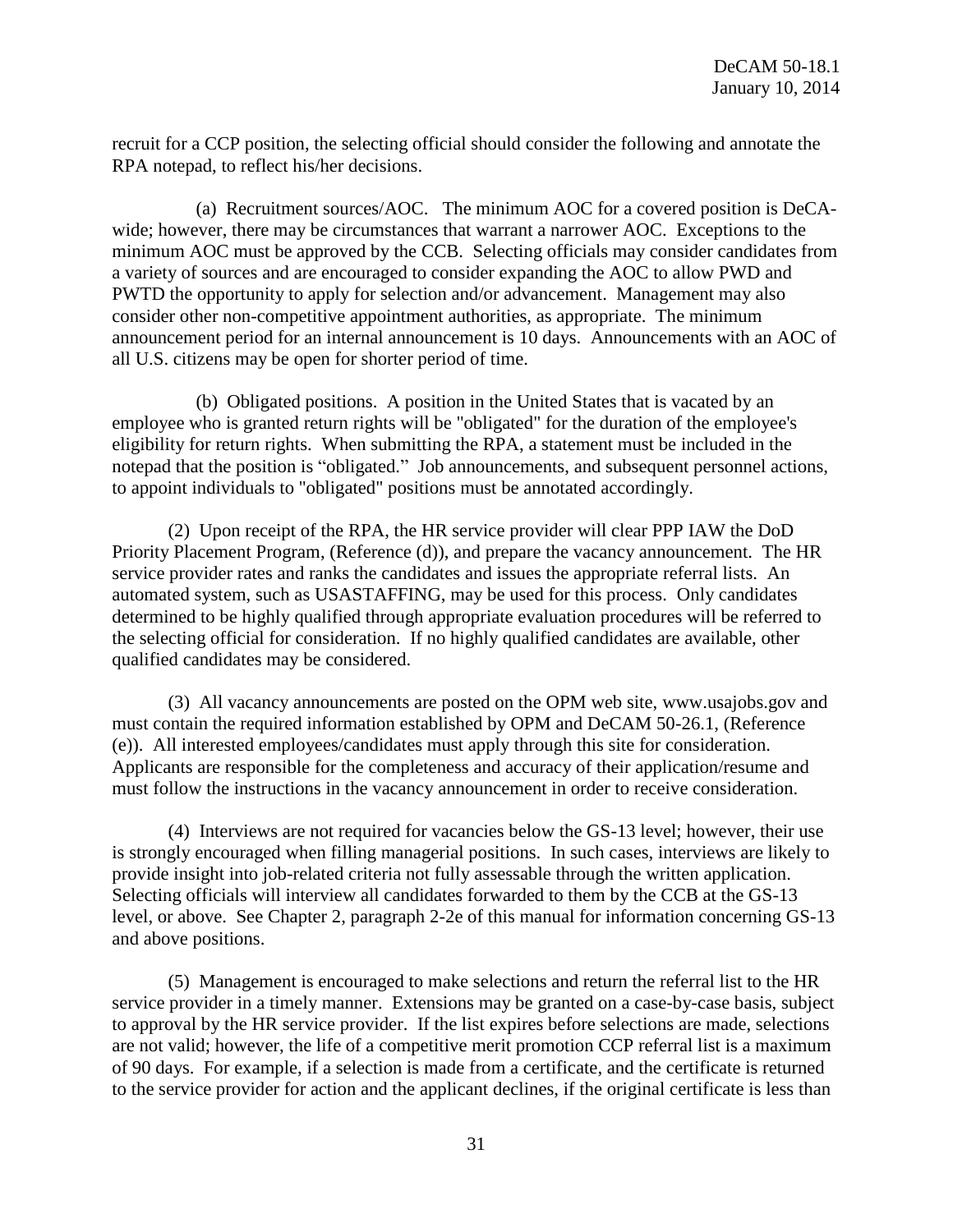recruit for a CCP position, the selecting official should consider the following and annotate the RPA notepad, to reflect his/her decisions.

(a) Recruitment sources/AOC. The minimum AOC for a covered position is DeCA-wide; however, there may be circumstances that warrant a narrower AOC. Exceptions to the minimum AOC must be approved by the CCB. Selecting officials may consider candidates from a variety of sources and are encouraged to consider expanding the AOC to allow PWD and PWTD the opportunity to apply for selection and/or advancement. Management may also consider other non-competitive appointment authorities, as appropriate. The minimum announcement period for an internal announcement is 10 days. Announcements with an AOC of all U.S. citizens may be open for shorter period of time.

(b) Obligated positions. A position in the United States that is vacated by an employee who is granted return rights will be "obligated" for the duration of the employee's eligibility for return rights. When submitting the RPA, a statement must be included in the notepad that the position is "obligated." Job announcements, and subsequent personnel actions, to appoint individuals to "obligated" positions must be annotated accordingly.

(2) Upon receipt of the RPA, the HR service provider will clear PPP IAW the DoD Priority Placement Program, (Reference (d)), and prepare the vacancy announcement. The HR service provider rates and ranks the candidates and issues the appropriate referral lists. An automated system, such as USASTAFFING, may be used for this process. Only candidates determined to be highly qualified through appropriate evaluation procedures will be referred to the selecting official for consideration. If no highly qualified candidates are available, other qualified candidates may be considered.

(3) All vacancy announcements are posted on the OPM web site, www.usajobs.gov and must contain the required information established by OPM and DeCAM 50-26.1, (Reference (e)). All interested employees/candidates must apply through this site for consideration. Applicants are responsible for the completeness and accuracy of their application/resume and must follow the instructions in the vacancy announcement in order to receive consideration.

(4) Interviews are not required for vacancies below the GS-13 level; however, their use is strongly encouraged when filling managerial positions. In such cases, interviews are likely to provide insight into job-related criteria not fully assessable through the written application. Selecting officials will interview all candidates forwarded to them by the CCB at the GS-13 level, or above. See Chapter 2, paragraph 2-2e of this manual for information concerning GS-13 and above positions.

(5) Management is encouraged to make selections and return the referral list to the HR service provider in a timely manner. Extensions may be granted on a case-by-case basis, subject to approval by the HR service provider. If the list expires before selections are made, selections are not valid; however, the life of a competitive merit promotion CCP referral list is a maximum of 90 days. For example, if a selection is made from a certificate, and the certificate is returned to the service provider for action and the applicant declines, if the original certificate is less than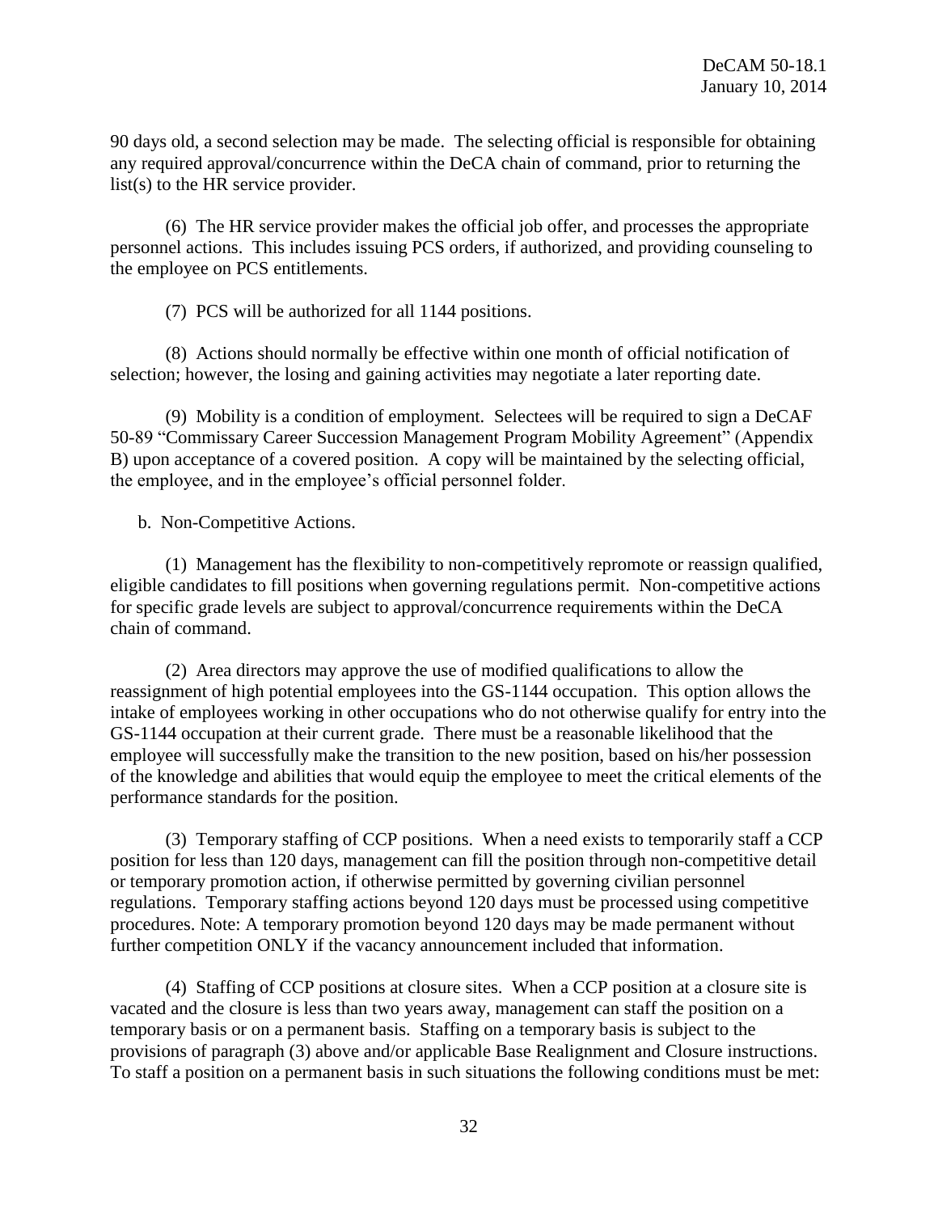90 days old, a second selection may be made. The selecting official is responsible for obtaining any required approval/concurrence within the DeCA chain of command, prior to returning the list(s) to the HR service provider.

(6) The HR service provider makes the official job offer, and processes the appropriate personnel actions. This includes issuing PCS orders, if authorized, and providing counseling to the employee on PCS entitlements.

(7) PCS will be authorized for all 1144 positions.

(8) Actions should normally be effective within one month of official notification of selection; however, the losing and gaining activities may negotiate a later reporting date.

(9) Mobility is a condition of employment. Selectees will be required to sign a DeCAF 50-89 "Commissary Career Succession Management Program Mobility Agreement" (Appendix B) upon acceptance of a covered position. A copy will be maintained by the selecting official, the employee, and in the employee's official personnel folder.

b. Non-Competitive Actions.

(1) Management has the flexibility to non-competitively repromote or reassign qualified, eligible candidates to fill positions when governing regulations permit. Non-competitive actions for specific grade levels are subject to approval/concurrence requirements within the DeCA chain of command.

(2) Area directors may approve the use of modified qualifications to allow the reassignment of high potential employees into the GS-1144 occupation. This option allows the intake of employees working in other occupations who do not otherwise qualify for entry into the GS-1144 occupation at their current grade. There must be a reasonable likelihood that the employee will successfully make the transition to the new position, based on his/her possession of the knowledge and abilities that would equip the employee to meet the critical elements of the performance standards for the position.

(3) Temporary staffing of CCP positions. When a need exists to temporarily staff a CCP position for less than 120 days, management can fill the position through non-competitive detail or temporary promotion action, if otherwise permitted by governing civilian personnel regulations. Temporary staffing actions beyond 120 days must be processed using competitive procedures. Note: A temporary promotion beyond 120 days may be made permanent without further competition ONLY if the vacancy announcement included that information.

(4) Staffing of CCP positions at closure sites. When a CCP position at a closure site is vacated and the closure is less than two years away, management can staff the position on a temporary basis or on a permanent basis. Staffing on a temporary basis is subject to the provisions of paragraph (3) above and/or applicable Base Realignment and Closure instructions. To staff a position on a permanent basis in such situations the following conditions must be met: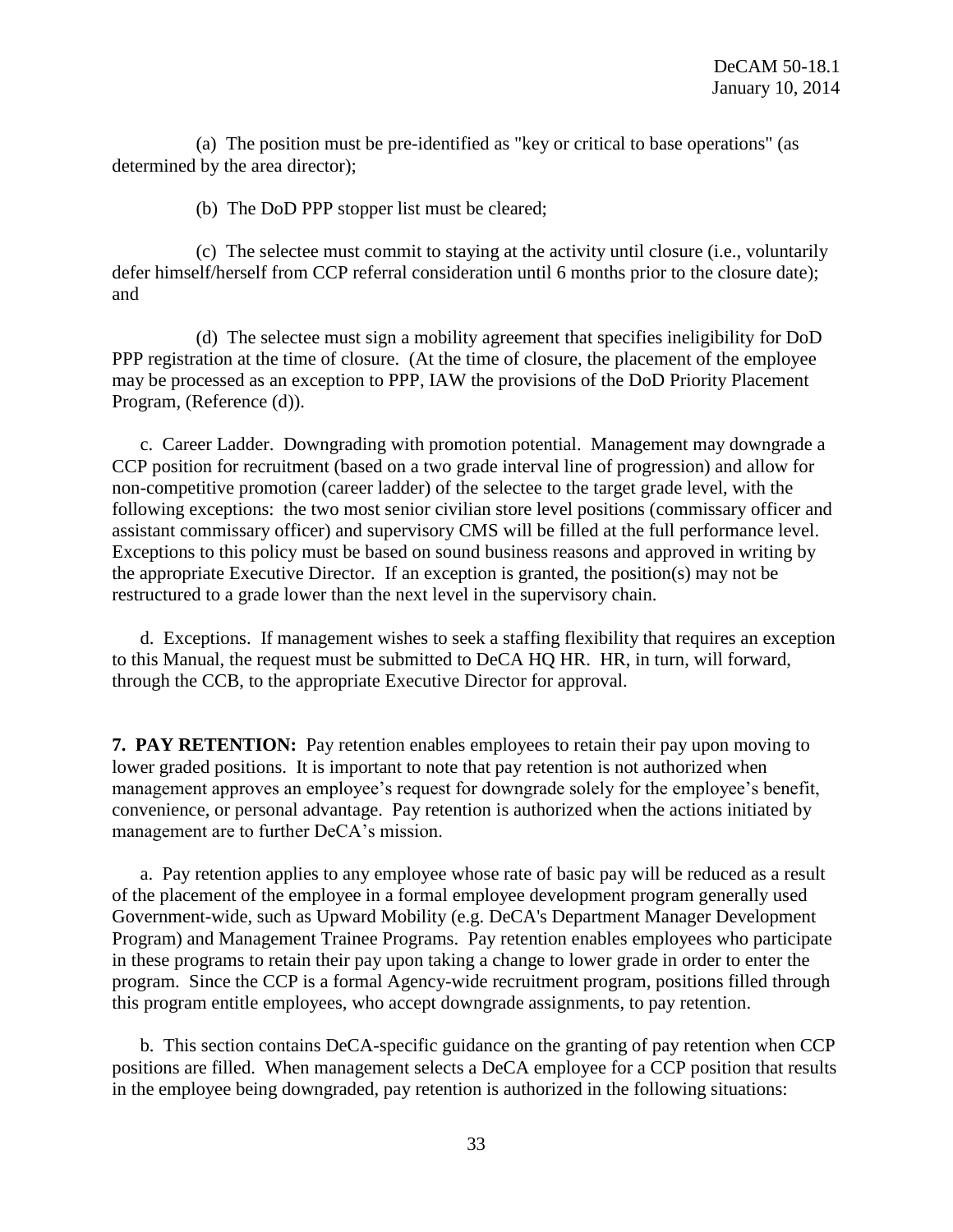(a) The position must be pre-identified as "key or critical to base operations" (as determined by the area director);

(b) The DoD PPP stopper list must be cleared;

(c) The selectee must commit to staying at the activity until closure (i.e., voluntarily defer himself/herself from CCP referral consideration until 6 months prior to the closure date); and

(d) The selectee must sign a mobility agreement that specifies ineligibility for DoD PPP registration at the time of closure. (At the time of closure, the placement of the employee may be processed as an exception to PPP, IAW the provisions of the DoD Priority Placement Program, (Reference (d)).

c. Career Ladder. Downgrading with promotion potential. Management may downgrade a CCP position for recruitment (based on a two grade interval line of progression) and allow for non-competitive promotion (career ladder) of the selectee to the target grade level, with the following exceptions: the two most senior civilian store level positions (commissary officer and assistant commissary officer) and supervisory CMS will be filled at the full performance level. Exceptions to this policy must be based on sound business reasons and approved in writing by the appropriate Executive Director. If an exception is granted, the position(s) may not be restructured to a grade lower than the next level in the supervisory chain.

d. Exceptions. If management wishes to seek a staffing flexibility that requires an exception to this Manual, the request must be submitted to DeCA HQ HR. HR, in turn, will forward, through the CCB, to the appropriate Executive Director for approval.

**7. PAY RETENTION:** Pay retention enables employees to retain their pay upon moving to lower graded positions. It is important to note that pay retention is not authorized when management approves an employee's request for downgrade solely for the employee's benefit, convenience, or personal advantage. Pay retention is authorized when the actions initiated by management are to further DeCA's mission.

a. Pay retention applies to any employee whose rate of basic pay will be reduced as a result of the placement of the employee in a formal employee development program generally used Government-wide, such as Upward Mobility (e.g. DeCA's Department Manager Development Program) and Management Trainee Programs. Pay retention enables employees who participate in these programs to retain their pay upon taking a change to lower grade in order to enter the program. Since the CCP is a formal Agency-wide recruitment program, positions filled through this program entitle employees, who accept downgrade assignments, to pay retention.

b. This section contains DeCA-specific guidance on the granting of pay retention when CCP positions are filled. When management selects a DeCA employee for a CCP position that results in the employee being downgraded, pay retention is authorized in the following situations: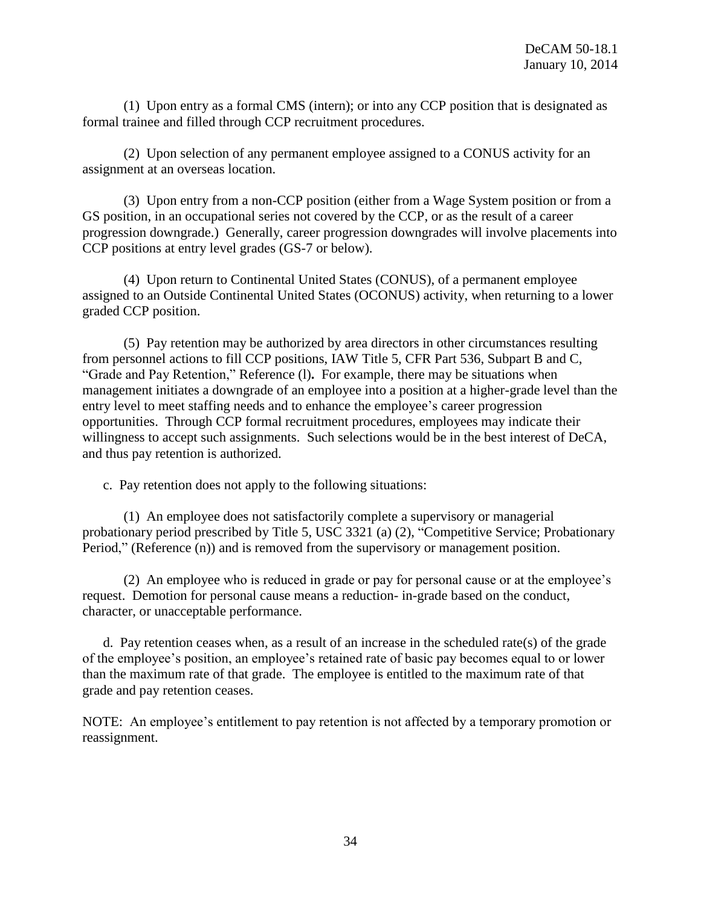(1) Upon entry as a formal CMS (intern); or into any CCP position that is designated as formal trainee and filled through CCP recruitment procedures.

(2) Upon selection of any permanent employee assigned to a CONUS activity for an assignment at an overseas location.

(3) Upon entry from a non-CCP position (either from a Wage System position or from a GS position, in an occupational series not covered by the CCP, or as the result of a career progression downgrade.) Generally, career progression downgrades will involve placements into CCP positions at entry level grades (GS-7 or below).

(4) Upon return to Continental United States (CONUS), of a permanent employee assigned to an Outside Continental United States (OCONUS) activity, when returning to a lower graded CCP position.

(5) Pay retention may be authorized by area directors in other circumstances resulting from personnel actions to fill CCP positions, IAW Title 5, CFR Part 536, Subpart B and C, "Grade and Pay Retention," Reference (l)**.** For example, there may be situations when management initiates a downgrade of an employee into a position at a higher-grade level than the entry level to meet staffing needs and to enhance the employee's career progression opportunities. Through CCP formal recruitment procedures, employees may indicate their willingness to accept such assignments. Such selections would be in the best interest of DeCA, and thus pay retention is authorized.

c. Pay retention does not apply to the following situations:

(1) An employee does not satisfactorily complete a supervisory or managerial probationary period prescribed by Title 5, USC 3321 (a) (2), "Competitive Service; Probationary Period," (Reference (n)) and is removed from the supervisory or management position.

(2) An employee who is reduced in grade or pay for personal cause or at the employee's request. Demotion for personal cause means a reduction- in-grade based on the conduct, character, or unacceptable performance.

d. Pay retention ceases when, as a result of an increase in the scheduled rate(s) of the grade of the employee's position, an employee's retained rate of basic pay becomes equal to or lower than the maximum rate of that grade. The employee is entitled to the maximum rate of that grade and pay retention ceases.

NOTE: An employee's entitlement to pay retention is not affected by a temporary promotion or reassignment.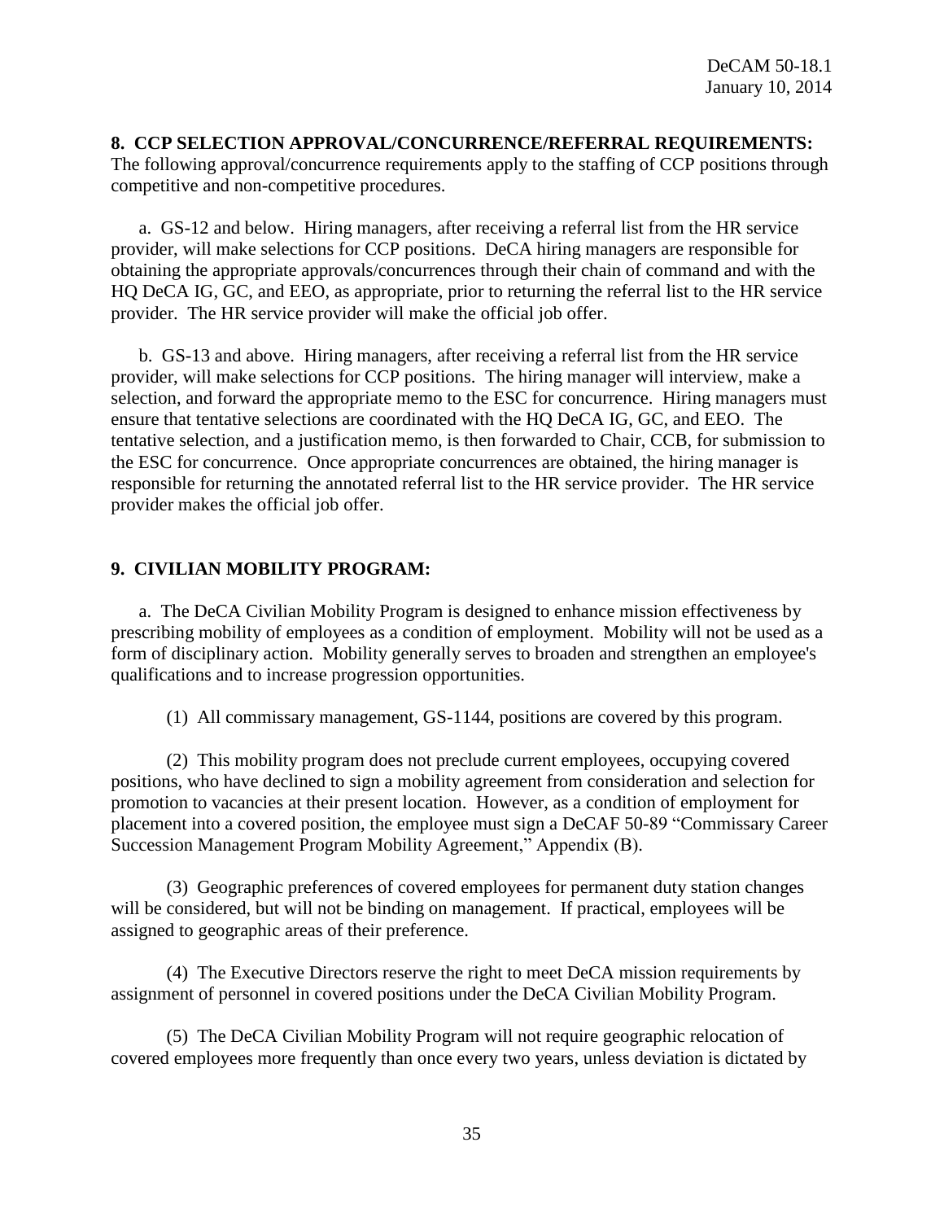**8. CCP SELECTION APPROVAL/CONCURRENCE/REFERRAL REQUIREMENTS:** The following approval/concurrence requirements apply to the staffing of CCP positions through competitive and non-competitive procedures.

a. GS-12 and below. Hiring managers, after receiving a referral list from the HR service provider, will make selections for CCP positions. DeCA hiring managers are responsible for obtaining the appropriate approvals/concurrences through their chain of command and with the HQ DeCA IG, GC, and EEO, as appropriate, prior to returning the referral list to the HR service provider. The HR service provider will make the official job offer.

b. GS-13 and above. Hiring managers, after receiving a referral list from the HR service provider, will make selections for CCP positions. The hiring manager will interview, make a selection, and forward the appropriate memo to the ESC for concurrence. Hiring managers must ensure that tentative selections are coordinated with the HQ DeCA IG, GC, and EEO. The tentative selection, and a justification memo, is then forwarded to Chair, CCB, for submission to the ESC for concurrence. Once appropriate concurrences are obtained, the hiring manager is responsible for returning the annotated referral list to the HR service provider. The HR service provider makes the official job offer.

**9. CIVILIAN MOBILITY PROGRAM:**

a. The DeCA Civilian Mobility Program is designed to enhance mission effectiveness by prescribing mobility of employees as a condition of employment. Mobility will not be used as a form of disciplinary action. Mobility generally serves to broaden and strengthen an employee's qualifications and to increase progression opportunities.

(1) All commissary management, GS-1144, positions are covered by this program.

(2) This mobility program does not preclude current employees, occupying covered positions, who have declined to sign a mobility agreement from consideration and selection for promotion to vacancies at their present location. However, as a condition of employment for placement into a covered position, the employee must sign a DeCAF 50-89 "Commissary Career Succession Management Program Mobility Agreement," Appendix (B).

(3) Geographic preferences of covered employees for permanent duty station changes will be considered, but will not be binding on management. If practical, employees will be assigned to geographic areas of their preference.

(4) The Executive Directors reserve the right to meet DeCA mission requirements by assignment of personnel in covered positions under the DeCA Civilian Mobility Program.

(5) The DeCA Civilian Mobility Program will not require geographic relocation of covered employees more frequently than once every two years, unless deviation is dictated by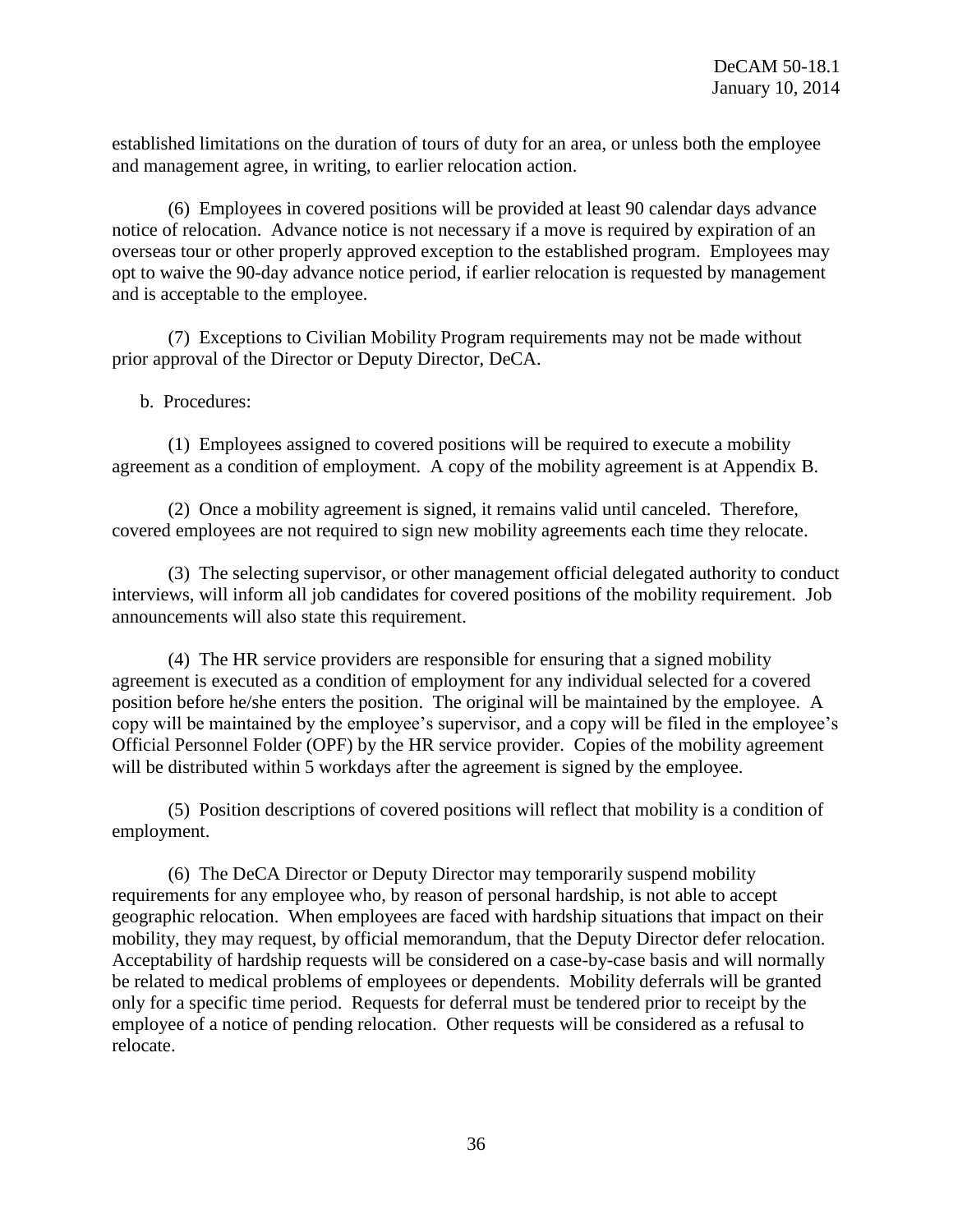established limitations on the duration of tours of duty for an area, or unless both the employee and management agree, in writing, to earlier relocation action.

(6) Employees in covered positions will be provided at least 90 calendar days advance notice of relocation. Advance notice is not necessary if a move is required by expiration of an overseas tour or other properly approved exception to the established program. Employees may opt to waive the 90-day advance notice period, if earlier relocation is requested by management and is acceptable to the employee.

(7) Exceptions to Civilian Mobility Program requirements may not be made without prior approval of the Director or Deputy Director, DeCA.

b. Procedures:

(1) Employees assigned to covered positions will be required to execute a mobility agreement as a condition of employment. A copy of the mobility agreement is at Appendix B.

(2) Once a mobility agreement is signed, it remains valid until canceled. Therefore, covered employees are not required to sign new mobility agreements each time they relocate.

(3) The selecting supervisor, or other management official delegated authority to conduct interviews, will inform all job candidates for covered positions of the mobility requirement. Job announcements will also state this requirement.

(4) The HR service providers are responsible for ensuring that a signed mobility agreement is executed as a condition of employment for any individual selected for a covered position before he/she enters the position. The original will be maintained by the employee. A copy will be maintained by the employee's supervisor, and a copy will be filed in the employee's Official Personnel Folder (OPF) by the HR service provider. Copies of the mobility agreement will be distributed within 5 workdays after the agreement is signed by the employee.

(5) Position descriptions of covered positions will reflect that mobility is a condition of employment.

(6) The DeCA Director or Deputy Director may temporarily suspend mobility requirements for any employee who, by reason of personal hardship, is not able to accept geographic relocation. When employees are faced with hardship situations that impact on their mobility, they may request, by official memorandum, that the Deputy Director defer relocation. Acceptability of hardship requests will be considered on a case-by-case basis and will normally be related to medical problems of employees or dependents. Mobility deferrals will be granted only for a specific time period. Requests for deferral must be tendered prior to receipt by the employee of a notice of pending relocation. Other requests will be considered as a refusal to relocate.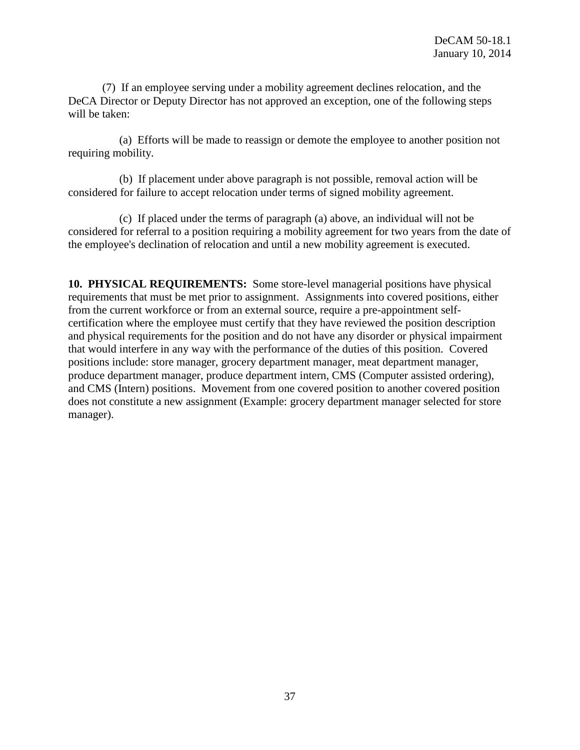(7) If an employee serving under a mobility agreement declines relocation, and the DeCA Director or Deputy Director has not approved an exception, one of the following steps will be taken:

(a) Efforts will be made to reassign or demote the employee to another position not requiring mobility.

(b) If placement under above paragraph is not possible, removal action will be considered for failure to accept relocation under terms of signed mobility agreement.

(c) If placed under the terms of paragraph (a) above, an individual will not be considered for referral to a position requiring a mobility agreement for two years from the date of the employee's declination of relocation and until a new mobility agreement is executed.

**10. PHYSICAL REQUIREMENTS:** Some store-level managerial positions have physical requirements that must be met prior to assignment. Assignments into covered positions, either from the current workforce or from an external source, require a pre-appointment self-certification where the employee must certify that they have reviewed the position description and physical requirements for the position and do not have any disorder or physical impairment that would interfere in any way with the performance of the duties of this position. Covered positions include: store manager, grocery department manager, meat department manager, produce department manager, produce department intern, CMS (Computer assisted ordering), and CMS (Intern) positions. Movement from one covered position to another covered position does not constitute a new assignment (Example: grocery department manager selected for store manager).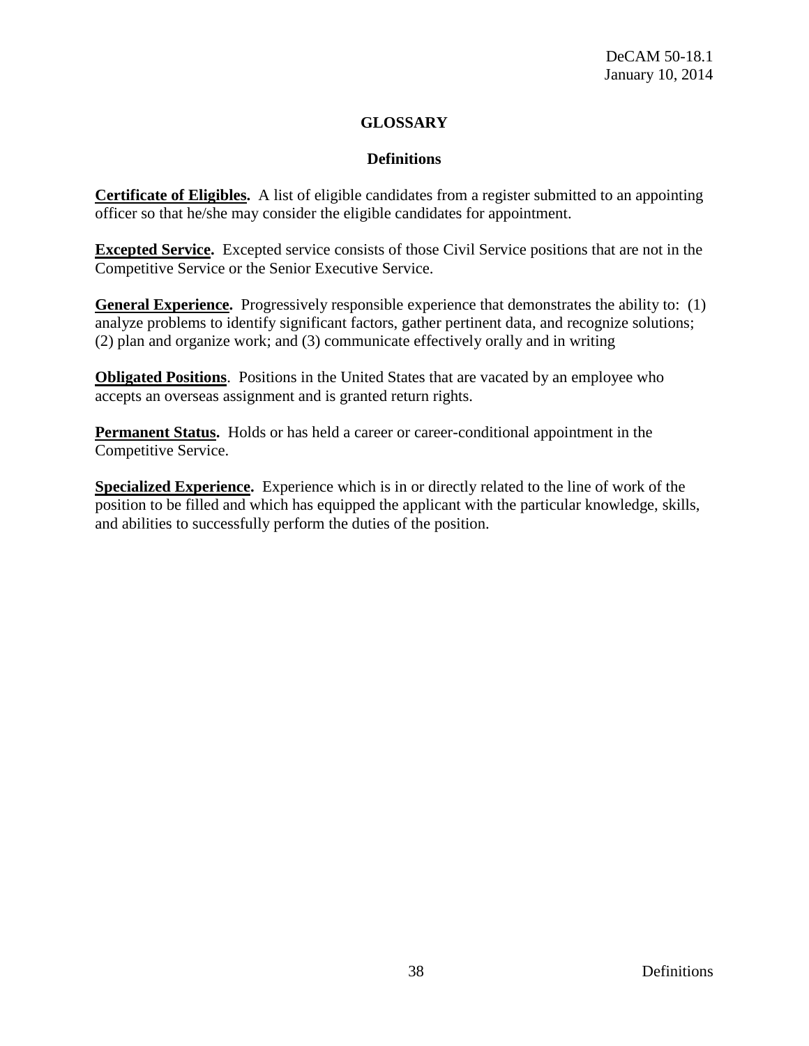# GLOSSARY

## Definitions

**Certificate of Eligibles.** A list of eligible candidates from a register submitted to an appointing officer so that he/she may consider the eligible candidates for appointment.

**Excepted Service.** Excepted service consists of those Civil Service positions that are not in the Competitive Service or the Senior Executive Service.

**General Experience.** Progressively responsible experience that demonstrates the ability to: (1) analyze problems to identify significant factors, gather pertinent data, and recognize solutions; (2) plan and organize work; and (3) communicate effectively orally and in writing

**Obligated Positions**. Positions in the United States that are vacated by an employee who accepts an overseas assignment and is granted return rights.

**Permanent Status.** Holds or has held a career or career-conditional appointment in the Competitive Service.

**Specialized Experience.** Experience which is in or directly related to the line of work of the position to be filled and which has equipped the applicant with the particular knowledge, skills, and abilities to successfully perform the duties of the position.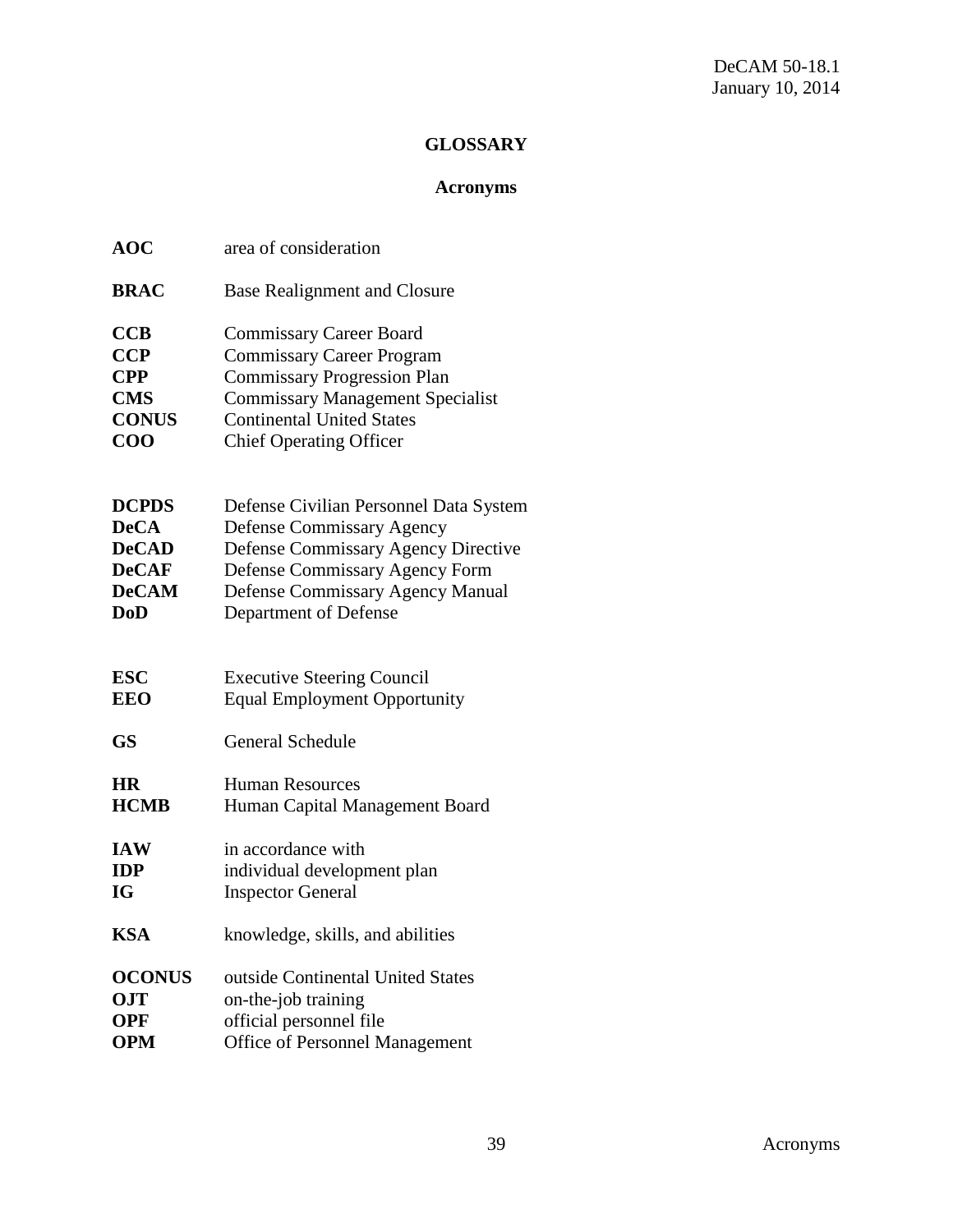# GLOSSARY

## Acronyms

| | |
|---|---|
| **AOC** | area of consideration |
| **BRAC** | Base Realignment and Closure |
| **CCB** | Commissary Career Board |
| **CCP** | Commissary Career Program |
| **CPP** | Commissary Progression Plan |
| **CMS** | Commissary Management Specialist |
| **CONUS** | Continental United States |
| **COO** | Chief Operating Officer |
| **DCPDS** | Defense Civilian Personnel Data System |
| **DeCA** | Defense Commissary Agency |
| **DeCAD** | Defense Commissary Agency Directive |
| **DeCAF** | Defense Commissary Agency Form |
| **DeCAM** | Defense Commissary Agency Manual |
| **DoD** | Department of Defense |
| **ESC** | Executive Steering Council |
| **EEO** | Equal Employment Opportunity |
| **GS** | General Schedule |
| **HR** | Human Resources |
| **HCMB** | Human Capital Management Board |
| **IAW** | in accordance with |
| **IDP** | individual development plan |
| **IG** | Inspector General |
| **KSA** | knowledge, skills, and abilities |
| **OCONUS** | outside Continental United States |
| **OJT** | on-the-job training |
| **OPF** | official personnel file |
| **OPM** | Office of Personnel Management |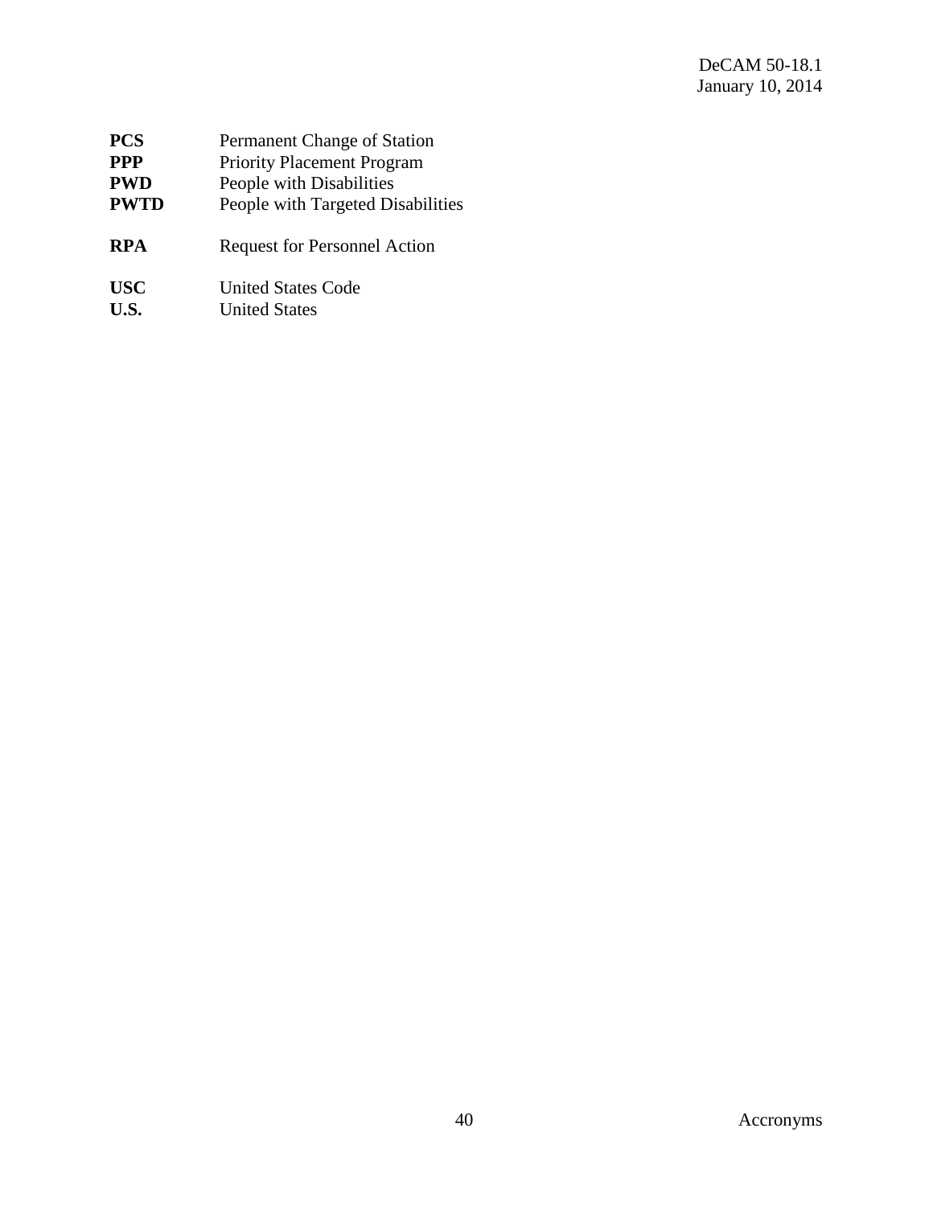**PCS** Permanent Change of Station
**PPP** Priority Placement Program
**PWD** People with Disabilities
**PWTD** People with Targeted Disabilities

**RPA** Request for Personnel Action

**USC** United States Code
**U.S.** United States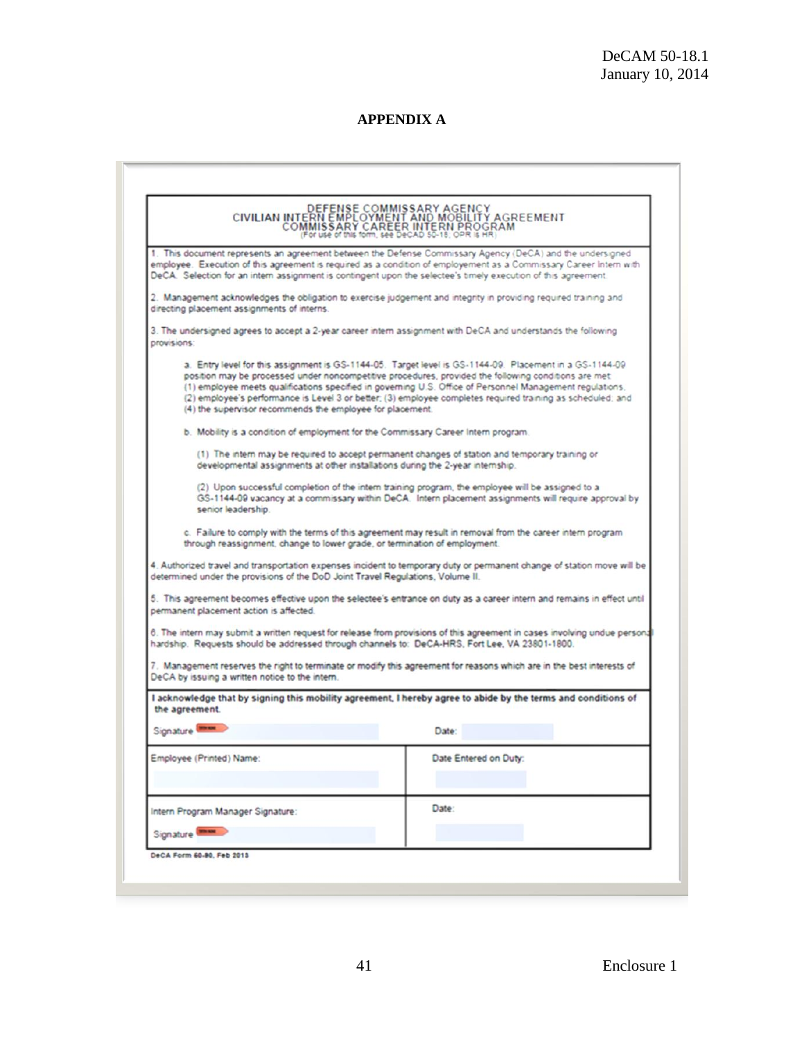## APPENDIX A

**DEFENSE COMMISSARY AGENCY**
**CIVILIAN INTERN EMPLOYMENT AND MOBILITY AGREEMENT**
**COMMISSARY CAREER INTERN PROGRAM**
(For use of this form, see DeCAD 50-18; OPR is HR)

1. This document represents an agreement between the Defense Commissary Agency (DeCA) and the undersigned employee. Execution of this agreement is required as a condition of employement as a Commissary Career Intern with DeCA. Selection for an intern assignment is contingent upon the selectee's timely execution of this agreement.

2. Management acknowledges the obligation to exercise judgement and integrity in providing required training and directing placement assignments of interns.

3. The undersigned agrees to accept a 2-year career intern assignment with DeCA and understands the following provisions:

a. Entry level for this assignment is GS-1144-05. Target level is GS-1144-09. Placement in a GS-1144-09 position may be processed under noncompetitive procedures, provided the following conditions are met: (1) employee meets qualifications specified in governing U.S. Office of Personnel Management regulations, (2) employee's performance is Level 3 or better; (3) employee completes required training as scheduled; and (4) the supervisor recommends the employee for placement.

b. Mobility is a condition of employment for the Commissary Career Intern program.

(1) The intern may be required to accept permanent changes of station and temporary training or developmental assignments at other installations during the 2-year internship.

(2) Upon successful completion of the intern training program, the employee will be assigned to a GS-1144-09 vacancy at a commissary within DeCA. Intern placement assignments will require approval by senior leadership.

c. Failure to comply with the terms of this agreement may result in removal from the career intern program through reassignment, change to lower grade, or termination of employment.

4. Authorized travel and transportation expenses incident to temporary duty or permanent change of station move will be determined under the provisions of the DoD Joint Travel Regulations, Volume II.

5. This agreement becomes effective upon the selectee's entrance on duty as a career intern and remains in effect until permanent placement action is affected.

6. The intern may submit a written request for release from provisions of this agreement in cases involving undue personal hardship. Requests should be addressed through channels to: DeCA-HRS, Fort Lee, VA 23801-1800.

7. Management reserves the right to terminate or modify this agreement for reasons which are in the best interests of DeCA by issuing a written notice to the intern.

**I acknowledge that by signing this mobility agreement, I hereby agree to abide by the terms and conditions of the agreement.**

| Signature | Date: |
|---|---|
| Employee (Printed) Name: | Date Entered on Duty: |
| Intern Program Manager Signature: Signature | Date: |

DeCA Form 60-80, Feb 2013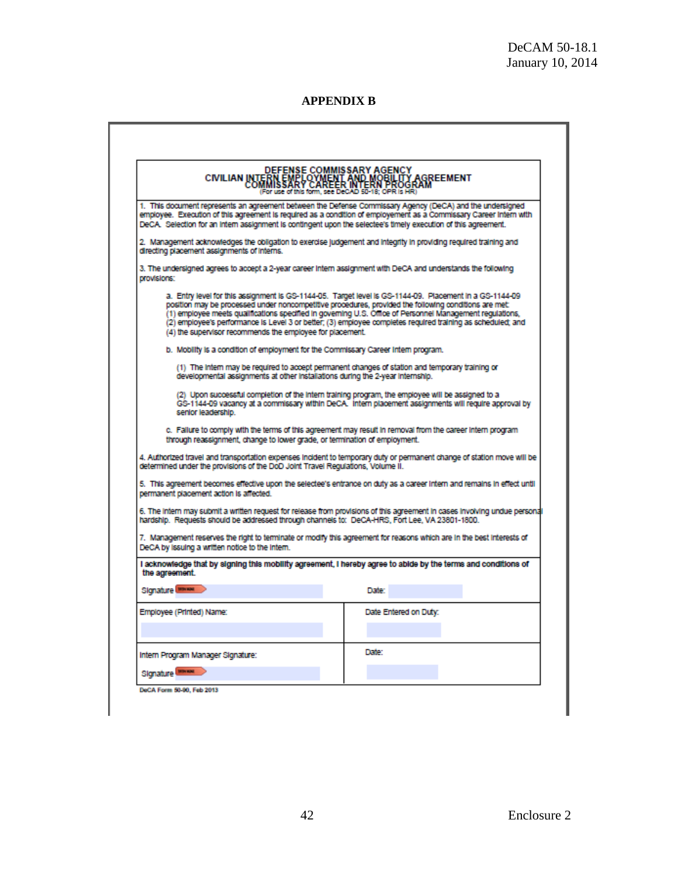DeCAM 50-18.1
January 10, 2014

# APPENDIX B

## DEFENSE COMMISSARY AGENCY
## CIVILIAN INTERN EMPLOYMENT AND MOBILITY AGREEMENT
## COMMISSARY CAREER INTERN PROGRAM

(For use of this form, see DeCAD 50-18; OPR is HR)

1. This document represents an agreement between the Defense Commissary Agency (DeCA) and the undersigned employee. Execution of this agreement is required as a condition of employement as a Commissary Career Intern with DeCA. Selection for an intern assignment is contingent upon the selectee's timely execution of this agreement.

2. Management acknowledges the obligation to exercise judgement and integrity in providing required training and directing placement assignments of interns.

3. The undersigned agrees to accept a 2-year career intern assignment with DeCA and understands the following provisions:

   a. Entry level for this assignment is GS-1144-05. Target level is GS-1144-09. Placement in a GS-1144-09 position may be processed under noncompetitive procedures, provided the following conditions are met: (1) employee meets qualifications specified in governing U.S. Office of Personnel Management regulations, (2) employee's performance is Level 3 or better; (3) employee completes required training as scheduled; and (4) the supervisor recommends the employee for placement.

   b. Mobility is a condition of employment for the Commissary Career Intern program.

      (1) The intern may be required to accept permanent changes of station and temporary training or developmental assignments at other installations during the 2-year internship.

      (2) Upon successful completion of the intern training program, the employee will be assigned to a GS-1144-09 vacancy at a commissary within DeCA. Intern placement assignments will require approval by senior leadership.

   c. Failure to comply with the terms of this agreement may result in removal from the career intern program through reassignment, change to lower grade, or termination of employment.

4. Authorized travel and transportation expenses incident to temporary duty or permanent change of station move will be determined under the provisions of the DoD Joint Travel Regulations, Volume II.

5. This agreement becomes effective upon the selectee's entrance on duty as a career intern and remains in effect until permanent placement action is affected.

6. The intern may submit a written request for release from provisions of this agreement in cases involving undue personal hardship. Requests should be addressed through channels to: DeCA-HRS, Fort Lee, VA 23801-1800.

7. Management reserves the right to terminate or modify this agreement for reasons which are in the best interests of DeCA by issuing a written notice to the intern.

**I acknowledge that by signing this mobility agreement, I hereby agree to abide by the terms and conditions of the agreement.**

| Signature | Date: |
|---|---|
| Employee (Printed) Name: | Date Entered on Duty: |
| Intern Program Manager Signature: Signature | Date: |

DeCA Form 50-90, Feb 2013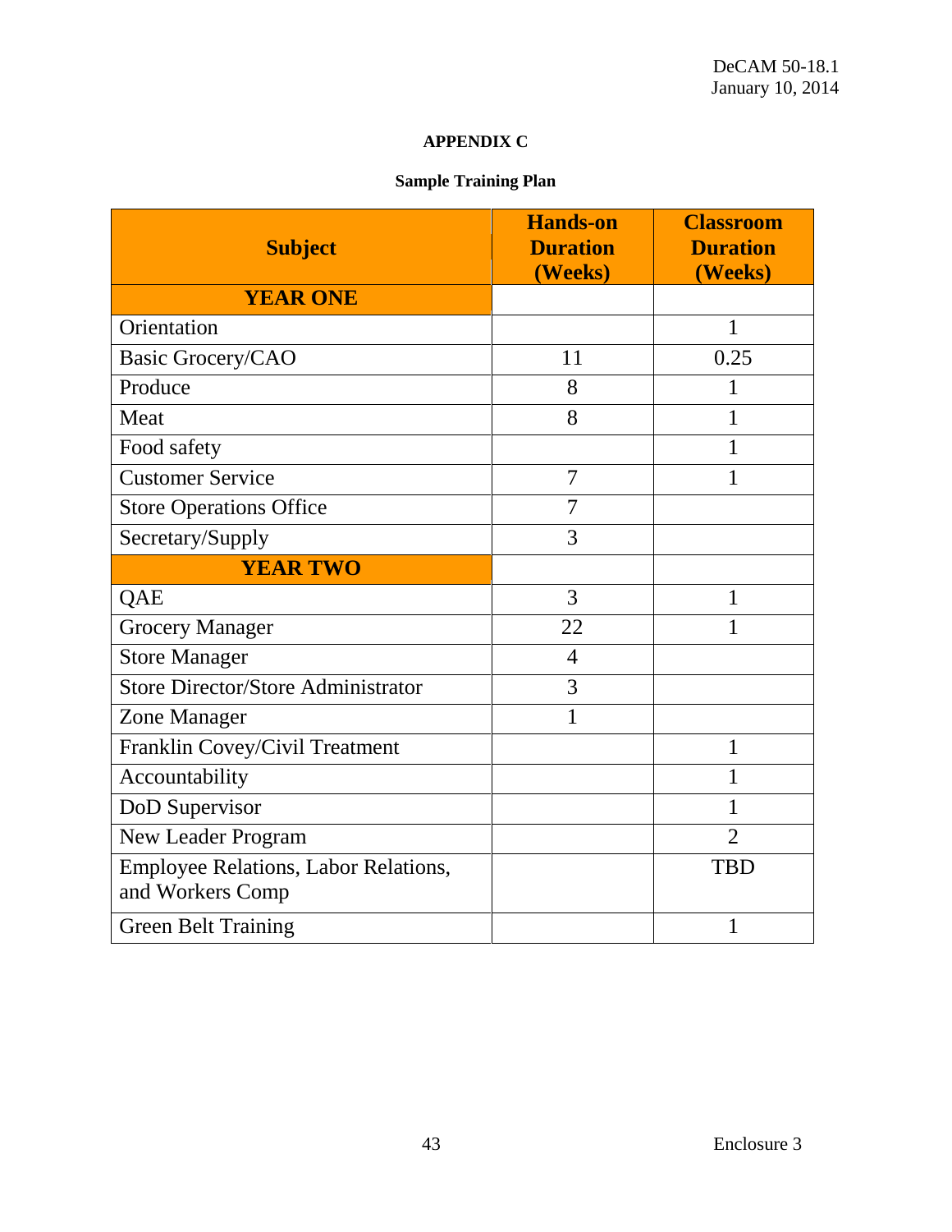## APPENDIX C

### Sample Training Plan

| Subject | Hands-on Duration (Weeks) | Classroom Duration (Weeks) |
|---|---|---|
| **YEAR ONE** | | |
| Orientation | | 1 |
| Basic Grocery/CAO | 11 | 0.25 |
| Produce | 8 | 1 |
| Meat | 8 | 1 |
| Food safety | | 1 |
| Customer Service | 7 | 1 |
| Store Operations Office | 7 | |
| Secretary/Supply | 3 | |
| **YEAR TWO** | | |
| QAE | 3 | 1 |
| Grocery Manager | 22 | 1 |
| Store Manager | 4 | |
| Store Director/Store Administrator | 3 | |
| Zone Manager | 1 | |
| Franklin Covey/Civil Treatment | | 1 |
| Accountability | | 1 |
| DoD Supervisor | | 1 |
| New Leader Program | | 2 |
| Employee Relations, Labor Relations, and Workers Comp | | TBD |
| Green Belt Training | | 1 |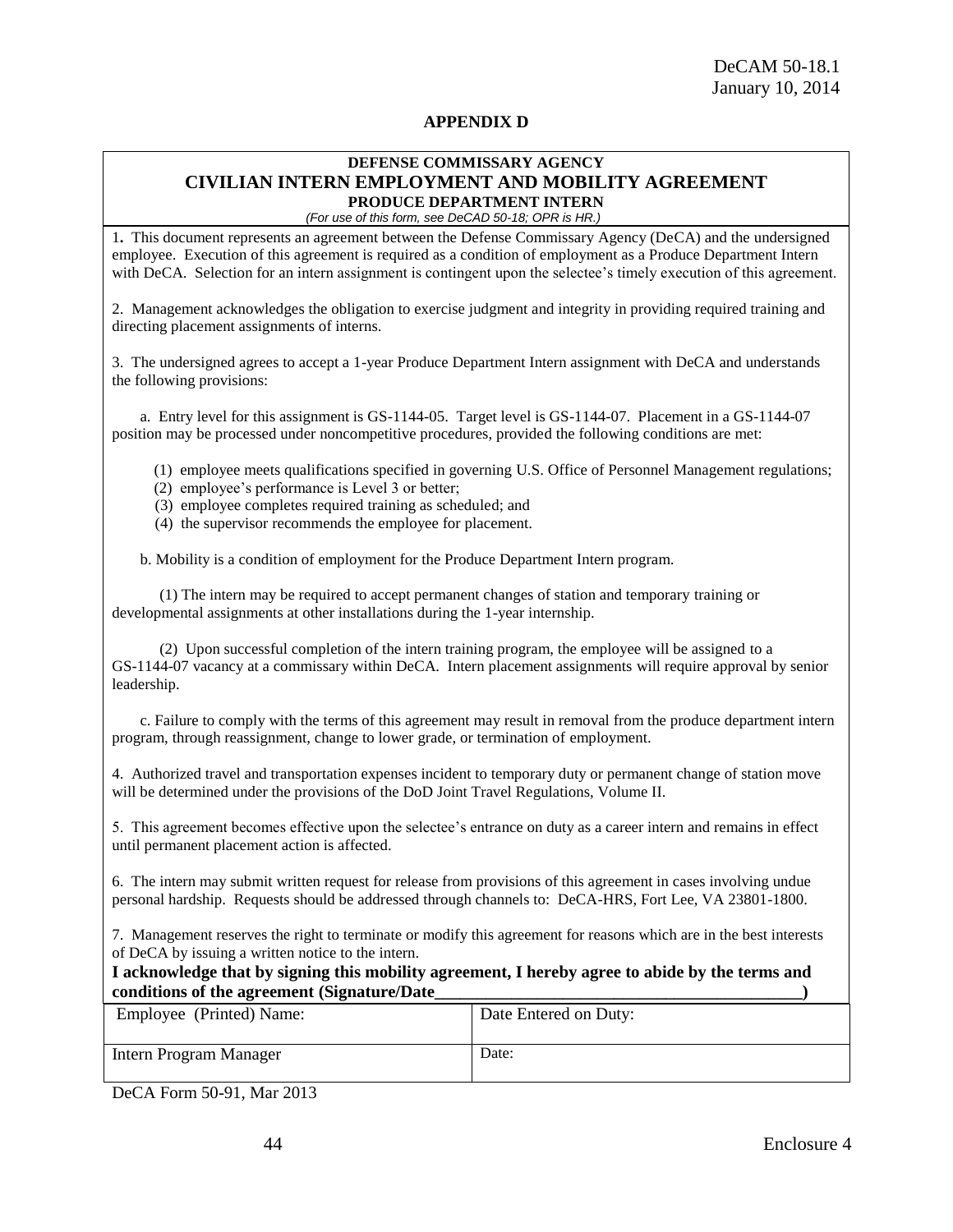# APPENDIX D

**DEFENSE COMMISSARY AGENCY**

## CIVILIAN INTERN EMPLOYMENT AND MOBILITY AGREEMENT

**PRODUCE DEPARTMENT INTERN**

*(For use of this form, see DeCAD 50-18; OPR is HR.)*

1. This document represents an agreement between the Defense Commissary Agency (DeCA) and the undersigned employee. Execution of this agreement is required as a condition of employment as a Produce Department Intern with DeCA. Selection for an intern assignment is contingent upon the selectee's timely execution of this agreement.

2. Management acknowledges the obligation to exercise judgment and integrity in providing required training and directing placement assignments of interns.

3. The undersigned agrees to accept a 1-year Produce Department Intern assignment with DeCA and understands the following provisions:

a. Entry level for this assignment is GS-1144-05. Target level is GS-1144-07. Placement in a GS-1144-07 position may be processed under noncompetitive procedures, provided the following conditions are met:

(1) employee meets qualifications specified in governing U.S. Office of Personnel Management regulations;
(2) employee's performance is Level 3 or better;
(3) employee completes required training as scheduled; and
(4) the supervisor recommends the employee for placement.

b. Mobility is a condition of employment for the Produce Department Intern program.

(1) The intern may be required to accept permanent changes of station and temporary training or developmental assignments at other installations during the 1-year internship.

(2) Upon successful completion of the intern training program, the employee will be assigned to a GS-1144-07 vacancy at a commissary within DeCA. Intern placement assignments will require approval by senior leadership.

c. Failure to comply with the terms of this agreement may result in removal from the produce department intern program, through reassignment, change to lower grade, or termination of employment.

4. Authorized travel and transportation expenses incident to temporary duty or permanent change of station move will be determined under the provisions of the DoD Joint Travel Regulations, Volume II.

5. This agreement becomes effective upon the selectee's entrance on duty as a career intern and remains in effect until permanent placement action is affected.

6. The intern may submit written request for release from provisions of this agreement in cases involving undue personal hardship. Requests should be addressed through channels to: DeCA-HRS, Fort Lee, VA 23801-1800.

7. Management reserves the right to terminate or modify this agreement for reasons which are in the best interests of DeCA by issuing a written notice to the intern.

**I acknowledge that by signing this mobility agreement, I hereby agree to abide by the terms and conditions of the agreement (Signature/Date\_\_\_\_\_\_\_\_\_\_\_\_\_\_\_\_\_\_\_\_\_\_\_\_\_\_\_\_\_\_\_\_\_\_\_\_\_\_\_\_\_\_\_\_)**

| | |
|---|---|
| Employee (Printed) Name: | Date Entered on Duty: |
| Intern Program Manager | Date: |

DeCA Form 50-91, Mar 2013